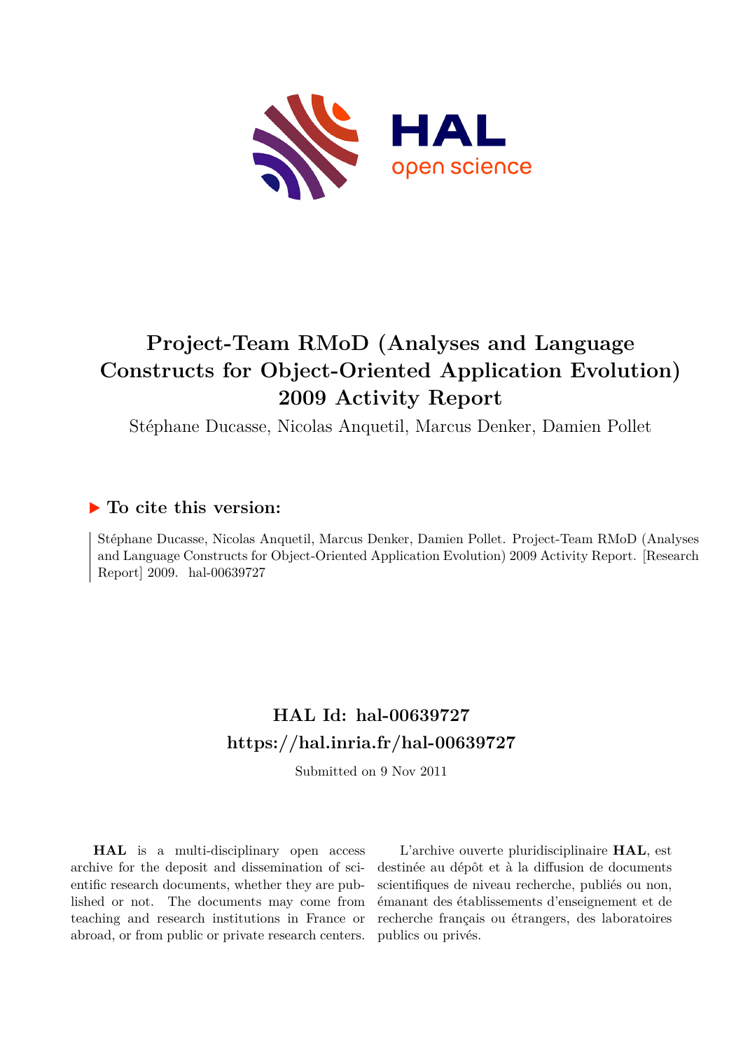# Project-Team RMoD (Analyses and Language Constructs for Object-Oriented Application Evolution) 2009 Activity Report

Stéphane Ducasse, Nicolas Anquetil, Marcus Denker, Damien Pollet

## ▶ To cite this version:

Stéphane Ducasse, Nicolas Anquetil, Marcus Denker, Damien Pollet. Project-Team RMoD (Analyses and Language Constructs for Object-Oriented Application Evolution) 2009 Activity Report. [Research Report] 2009. hal-00639727

## HAL Id: hal-00639727

## https://hal.inria.fr/hal-00639727

Submitted on 9 Nov 2011

**HAL** is a multi-disciplinary open access archive for the deposit and dissemination of scientific research documents, whether they are published or not. The documents may come from teaching and research institutions in France or abroad, or from public or private research centers.

L'archive ouverte pluridisciplinaire **HAL**, est destinée au dépôt et à la diffusion de documents scientifiques de niveau recherche, publiés ou non, émanant des établissements d'enseignement et de recherche français ou étrangers, des laboratoires publics ou privés.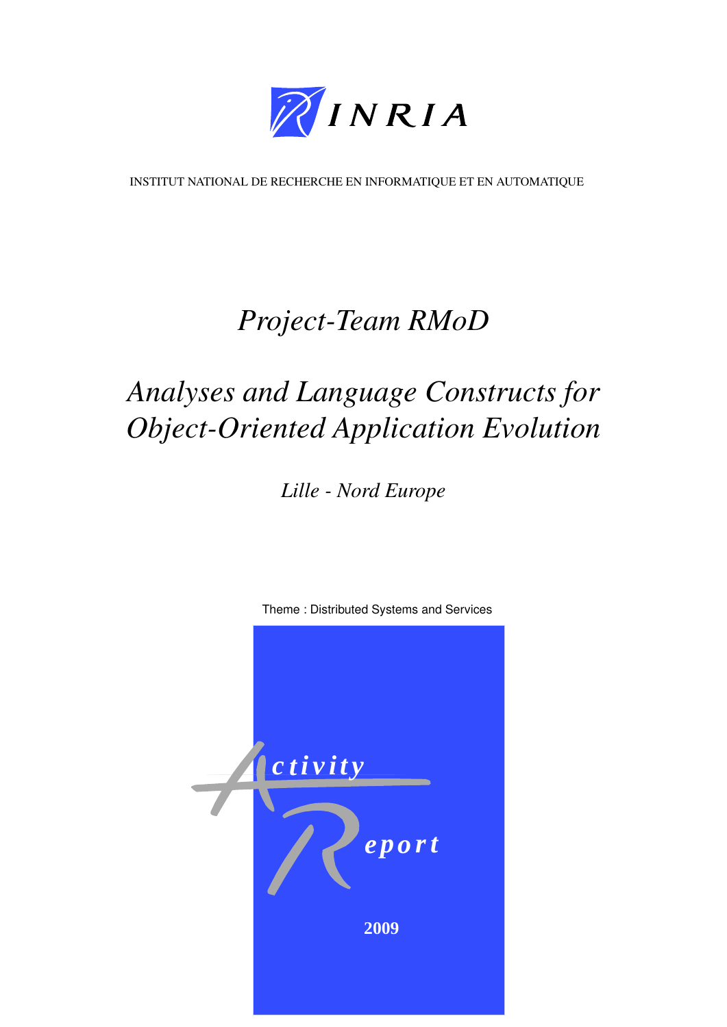INRIA

INSTITUT NATIONAL DE RECHERCHE EN INFORMATIQUE ET EN AUTOMATIQUE

# *Project-Team RMoD*

# *Analyses and Language Constructs for Object-Oriented Application Evolution*

*Lille - Nord Europe*

Theme : Distributed Systems and Services

**Activity Report**

**2009**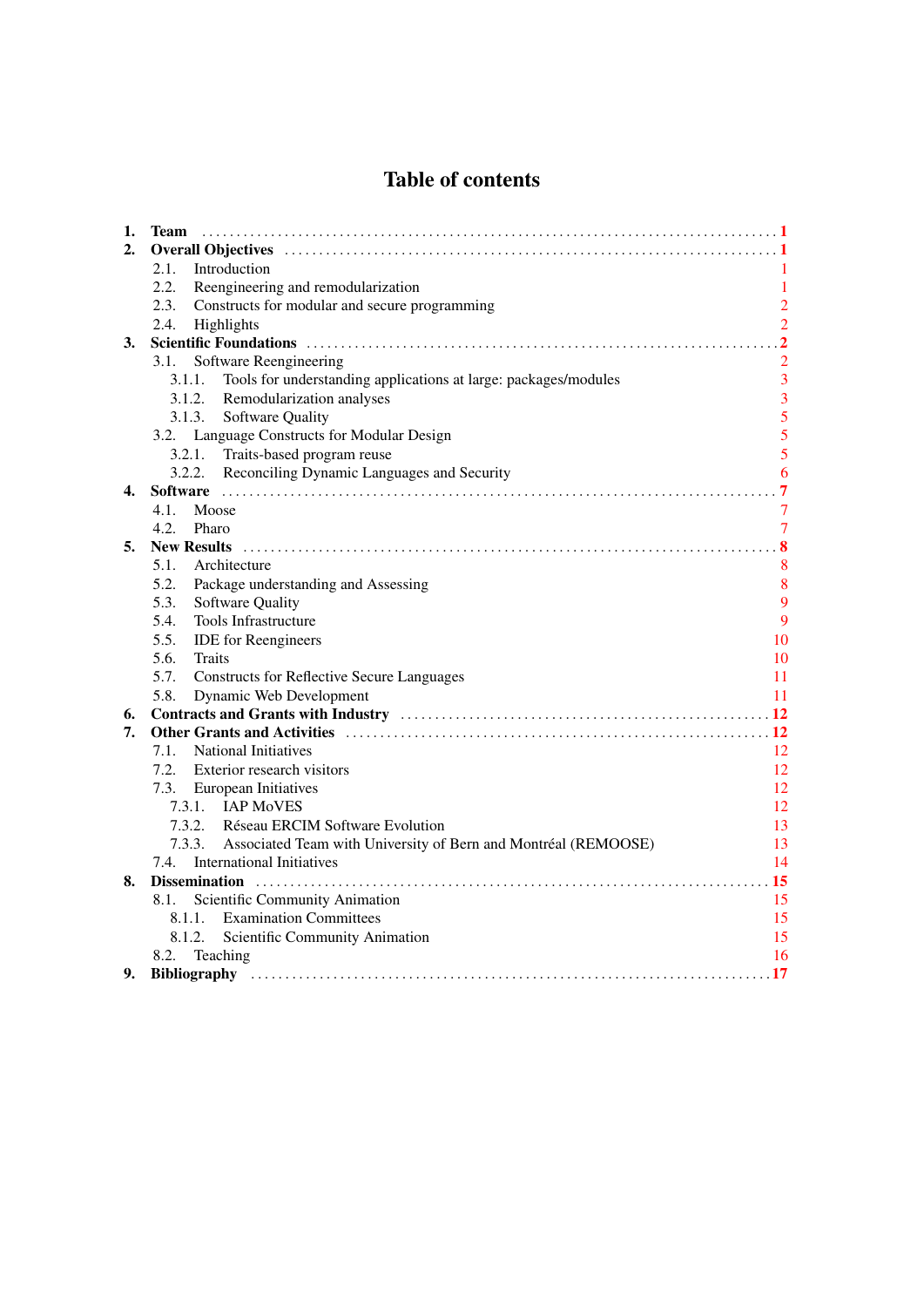# Table of contents

1. **Team** .......... **1**
2. **Overall Objectives** .......... **1**
   - 2.1. Introduction 1
   - 2.2. Reengineering and remodularization 1
   - 2.3. Constructs for modular and secure programming 2
   - 2.4. Highlights 2
3. **Scientific Foundations** .......... **2**
   - 3.1. Software Reengineering 2
     - 3.1.1. Tools for understanding applications at large: packages/modules 3
     - 3.1.2. Remodularization analyses 3
     - 3.1.3. Software Quality 5
   - 3.2. Language Constructs for Modular Design 5
     - 3.2.1. Traits-based program reuse 5
     - 3.2.2. Reconciling Dynamic Languages and Security 6
4. **Software** .......... **7**
   - 4.1. Moose 7
   - 4.2. Pharo 7
5. **New Results** .......... **8**
   - 5.1. Architecture 8
   - 5.2. Package understanding and Assessing 8
   - 5.3. Software Quality 9
   - 5.4. Tools Infrastructure 9
   - 5.5. IDE for Reengineers 10
   - 5.6. Traits 10
   - 5.7. Constructs for Reflective Secure Languages 11
   - 5.8. Dynamic Web Development 11
6. **Contracts and Grants with Industry** .......... **12**
7. **Other Grants and Activities** .......... **12**
   - 7.1. National Initiatives 12
   - 7.2. Exterior research visitors 12
   - 7.3. European Initiatives 12
     - 7.3.1. IAP MoVES 12
     - 7.3.2. Réseau ERCIM Software Evolution 13
     - 7.3.3. Associated Team with University of Bern and Montréal (REMOOSE) 13
   - 7.4. International Initiatives 14
8. **Dissemination** .......... **15**
   - 8.1. Scientific Community Animation 15
     - 8.1.1. Examination Committees 15
     - 8.1.2. Scientific Community Animation 15
   - 8.2. Teaching 16
9. **Bibliography** .......... **17**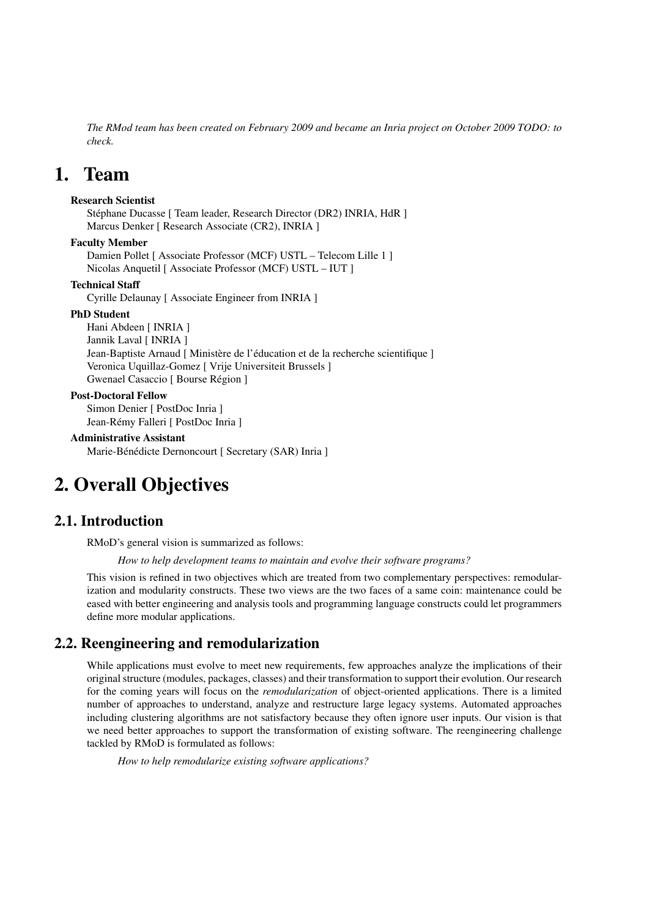*The RMod team has been created on February 2009 and became an Inria project on October 2009 TODO: to check.*

# 1. Team

**Research Scientist**

Stéphane Ducasse [ Team leader, Research Director (DR2) INRIA, HdR ]
Marcus Denker [ Research Associate (CR2), INRIA ]

**Faculty Member**

Damien Pollet [ Associate Professor (MCF) USTL – Telecom Lille 1 ]
Nicolas Anquetil [ Associate Professor (MCF) USTL – IUT ]

**Technical Staff**

Cyrille Delaunay [ Associate Engineer from INRIA ]

**PhD Student**

Hani Abdeen [ INRIA ]
Jannik Laval [ INRIA ]
Jean-Baptiste Arnaud [ Ministère de l'éducation et de la recherche scientifique ]
Veronica Uquillaz-Gomez [ Vrije Universiteit Brussels ]
Gwenael Casaccio [ Bourse Région ]

**Post-Doctoral Fellow**

Simon Denier [ PostDoc Inria ]
Jean-Rémy Falleri [ PostDoc Inria ]

**Administrative Assistant**

Marie-Bénédicte Dernoncourt [ Secretary (SAR) Inria ]

# 2. Overall Objectives

## 2.1. Introduction

RMoD's general vision is summarized as follows:

> *How to help development teams to maintain and evolve their software programs?*

This vision is refined in two objectives which are treated from two complementary perspectives: remodularization and modularity constructs. These two views are the the two faces of a same coin: maintenance could be eased with better engineering and analysis tools and programming language constructs could let programmers define more modular applications.

## 2.2. Reengineering and remodularization

While applications must evolve to meet new requirements, few approaches analyze the implications of their original structure (modules, packages, classes) and their transformation to support their evolution. Our research for the coming years will focus on the *remodularization* of object-oriented applications. There is a limited number of approaches to understand, analyze and restructure large legacy systems. Automated approaches including clustering algorithms are not satisfactory because they often ignore user inputs. Our vision is that we need better approaches to support the transformation of existing software. The reengineering challenge tackled by RMoD is formulated as follows:

> *How to help remodularize existing software applications?*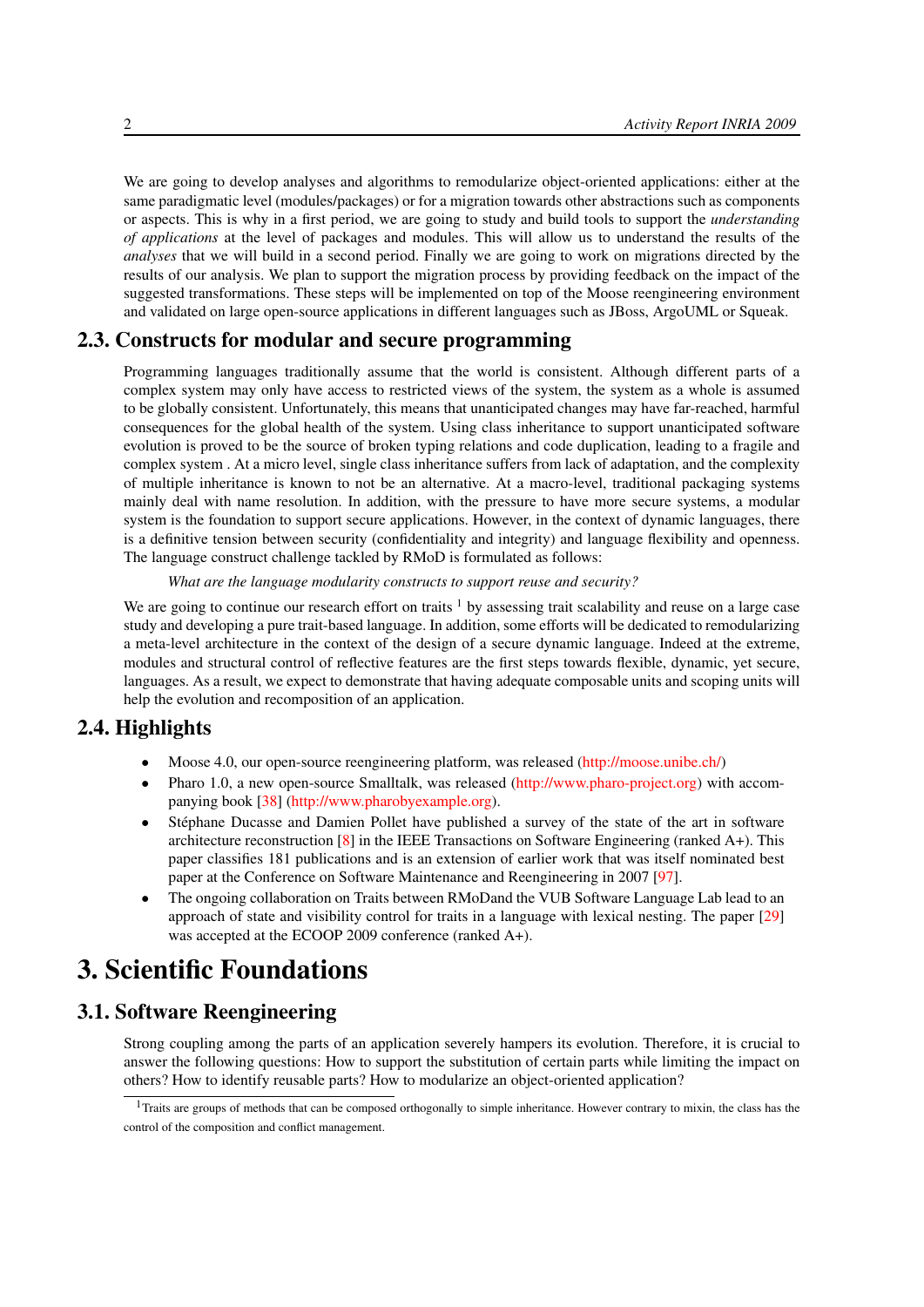We are going to develop analyses and algorithms to remodularize object-oriented applications: either at the same paradigmatic level (modules/packages) or for a migration towards other abstractions such as components or aspects. This is why in a first period, we are going to study and build tools to support the *understanding of applications* at the level of packages and modules. This will allow us to understand the results of the *analyses* that we will build in a second period. Finally we are going to work on migrations directed by the results of our analysis. We plan to support the migration process by providing feedback on the impact of the suggested transformations. These steps will be implemented on top of the Moose reengineering environment and validated on large open-source applications in different languages such as JBoss, ArgoUML or Squeak.

## 2.3. Constructs for modular and secure programming

Programming languages traditionally assume that the world is consistent. Although different parts of a complex system may only have access to restricted views of the system, the system as a whole is assumed to be globally consistent. Unfortunately, this means that unanticipated changes may have far-reached, harmful consequences for the global health of the system. Using class inheritance to support unanticipated software evolution is proved to be the source of broken typing relations and code duplication, leading to a fragile and complex system . At a micro level, single class inheritance suffers from lack of adaptation, and the complexity of multiple inheritance is known to not be an alternative. At a macro-level, traditional packaging systems mainly deal with name resolution. In addition, with the pressure to have more secure systems, a modular system is the foundation to support secure applications. However, in the context of dynamic languages, there is a definitive tension between security (confidentiality and integrity) and language flexibility and openness. The language construct challenge tackled by RMoD is formulated as follows:

*What are the language modularity constructs to support reuse and security?*

We are going to continue our research effort on traits [1] by assessing trait scalability and reuse on a large case study and developing a pure trait-based language. In addition, some efforts will be dedicated to remodularizing a meta-level architecture in the context of the design of a secure dynamic language. Indeed at the extreme, modules and structural control of reflective features are the first steps towards flexible, dynamic, yet secure, languages. As a result, we expect to demonstrate that having adequate composable units and scoping units will help the evolution and recomposition of an application.

## 2.4. Highlights

- Moose 4.0, our open-source reengineering platform, was released (http://moose.unibe.ch/)
- Pharo 1.0, a new open-source Smalltalk, was released (http://www.pharo-project.org) with accompanying book [38] (http://www.pharobyexample.org).
- Stéphane Ducasse and Damien Pollet have published a survey of the state of the art in software architecture reconstruction [8] in the IEEE Transactions on Software Engineering (ranked A+). This paper classifies 181 publications and is an extension of earlier work that was itself nominated best paper at the Conference on Software Maintenance and Reengineering in 2007 [97].
- The ongoing collaboration on Traits between RMoDand the VUB Software Language Lab lead to an approach of state and visibility control for traits in a language with lexical nesting. The paper [29] was accepted at the ECOOP 2009 conference (ranked A+).

# 3. Scientific Foundations

## 3.1. Software Reengineering

Strong coupling among the parts of an application severely hampers its evolution. Therefore, it is crucial to answer the following questions: How to support the substitution of certain parts while limiting the impact on others? How to identify reusable parts? How to modularize an object-oriented application?

[1] Traits are groups of methods that can be composed orthogonally to simple inheritance. However contrary to mixin, the class has the control of the composition and conflict management.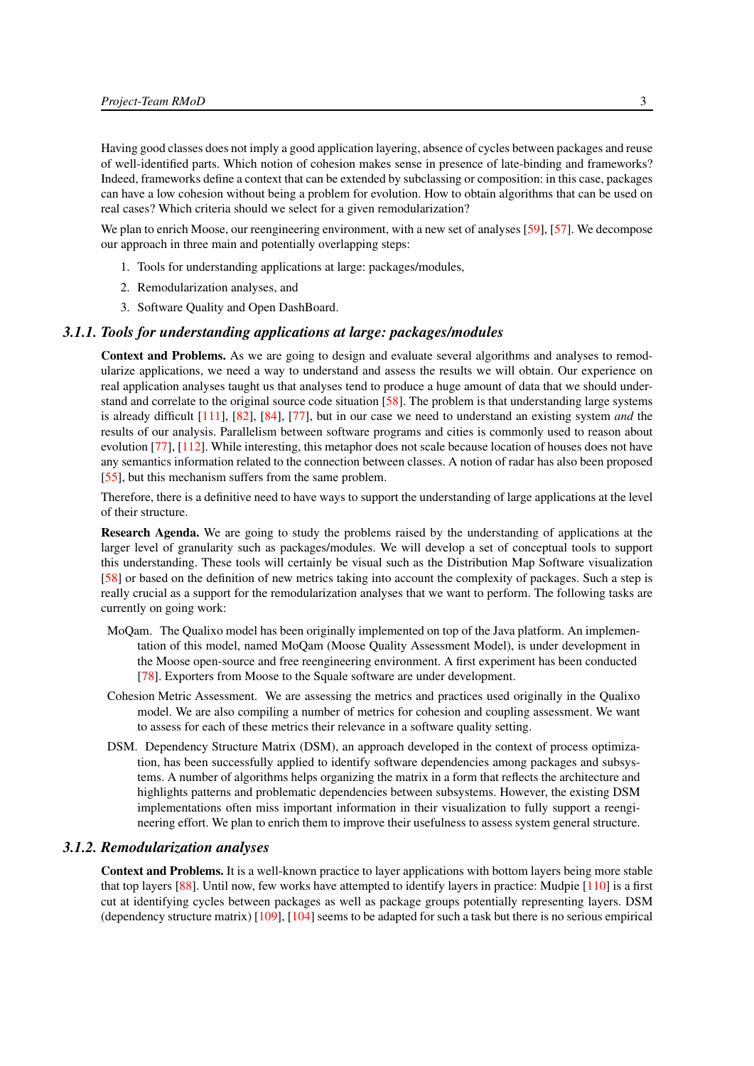Having good classes does not imply a good application layering, absence of cycles between packages and reuse of well-identified parts. Which notion of cohesion makes sense in presence of late-binding and frameworks? Indeed, frameworks define a context that can be extended by subclassing or composition: in this case, packages can have a low cohesion without being a problem for evolution. How to obtain algorithms that can be used on real cases? Which criteria should we select for a given remodularization?

We plan to enrich Moose, our reengineering environment, with a new set of analyses [59], [57]. We decompose our approach in three main and potentially overlapping steps:

1. Tools for understanding applications at large: packages/modules,
2. Remodularization analyses, and
3. Software Quality and Open DashBoard.

### 3.1.1. Tools for understanding applications at large: packages/modules

**Context and Problems.** As we are going to design and evaluate several algorithms and analyses to remodularize applications, we need a way to understand and assess the results we will obtain. Our experience on real application analyses taught us that analyses tend to produce a huge amount of data that we should understand and correlate to the original source code situation [58]. The problem is that understanding large systems is already difficult [111], [82], [84], [77], but in our case we need to understand an existing system *and* the results of our analysis. Parallelism between software programs and cities is commonly used to reason about evolution [77], [112]. While interesting, this metaphor does not scale because location of houses does not have any semantics information related to the connection between classes. A notion of radar has also been proposed [55], but this mechanism suffers from the same problem.

Therefore, there is a definitive need to have ways to support the understanding of large applications at the level of their structure.

**Research Agenda.** We are going to study the problems raised by the understanding of applications at the larger level of granularity such as packages/modules. We will develop a set of conceptual tools to support this understanding. These tools will certainly be visual such as the Distribution Map Software visualization [58] or based on the definition of new metrics taking into account the complexity of packages. Such a step is really crucial as a support for the remodularization analyses that we want to perform. The following tasks are currently on going work:

MoQam. The Qualixo model has been originally implemented on top of the Java platform. An implementation of this model, named MoQam (Moose Quality Assessment Model), is under development in the Moose open-source and free reengineering environment. A first experiment has been conducted [78]. Exporters from Moose to the Squale software are under development.

Cohesion Metric Assessment. We are assessing the metrics and practices used originally in the Qualixo model. We are also compiling a number of metrics for cohesion and coupling assessment. We want to assess for each of these metrics their relevance in a software quality setting.

DSM. Dependency Structure Matrix (DSM), an approach developed in the context of process optimization, has been successfully applied to identify software dependencies among packages and subsystems. A number of algorithms helps organizing the matrix in a form that reflects the architecture and highlights patterns and problematic dependencies between subsystems. However, the existing DSM implementations often miss important information in their visualization to fully support a reengineering effort. We plan to enrich them to improve their usefulness to assess system general structure.

### 3.1.2. Remodularization analyses

**Context and Problems.** It is a well-known practice to layer applications with bottom layers being more stable that top layers [88]. Until now, few works have attempted to identify layers in practice: Mudpie [110] is a first cut at identifying cycles between packages as well as package groups potentially representing layers. DSM (dependency structure matrix) [109], [104] seems to be adapted for such a task but there is no serious empirical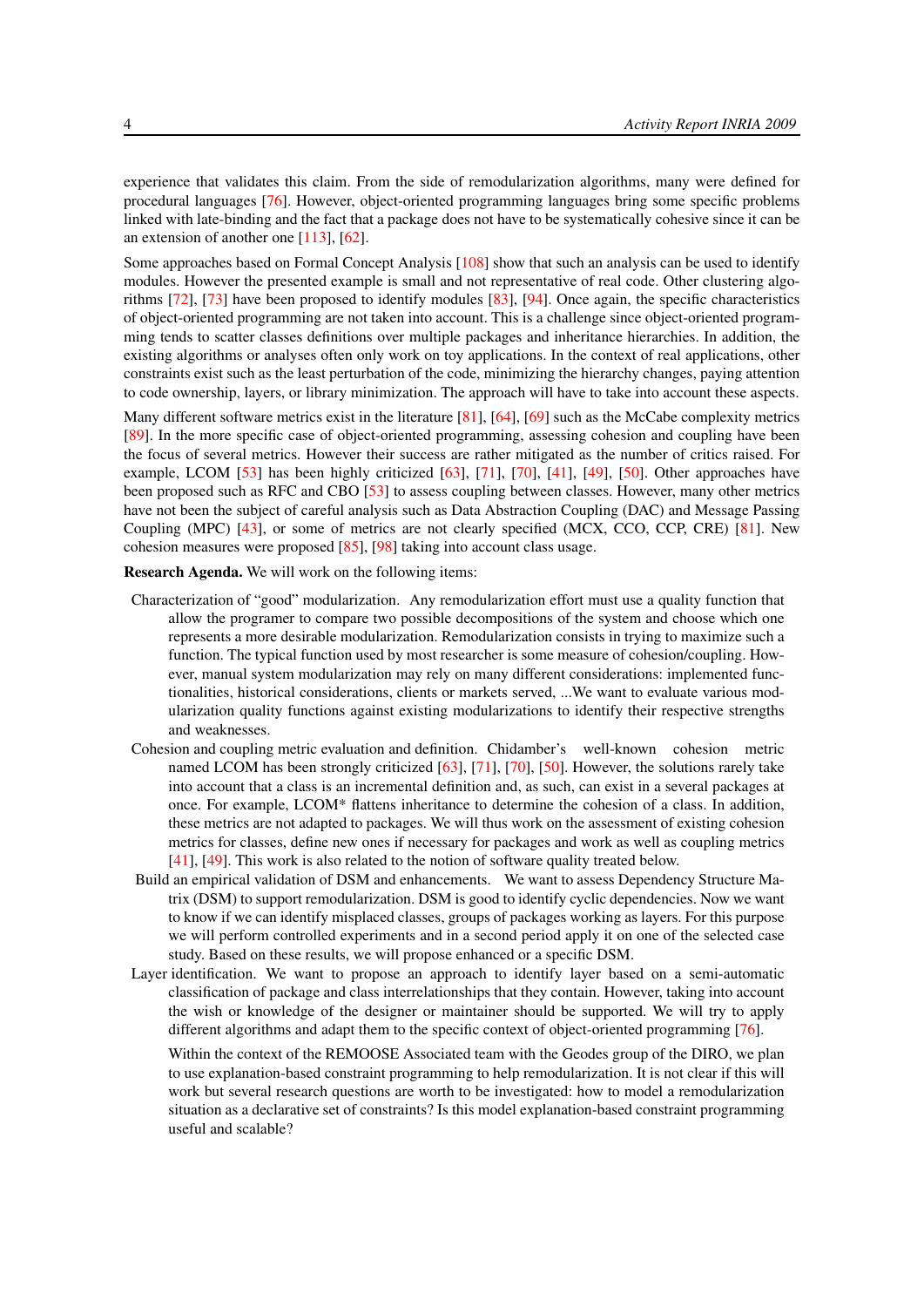experience that validates this claim. From the side of remodularization algorithms, many were defined for procedural languages [76]. However, object-oriented programming languages bring some specific problems linked with late-binding and the fact that a package does not have to be systematically cohesive since it can be an extension of another one [113], [62].

Some approaches based on Formal Concept Analysis [108] show that such an analysis can be used to identify modules. However the presented example is small and not representative of real code. Other clustering algorithms [72], [73] have been proposed to identify modules [83], [94]. Once again, the specific characteristics of object-oriented programming are not taken into account. This is a challenge since object-oriented programming tends to scatter classes definitions over multiple packages and inheritance hierarchies. In addition, the existing algorithms or analyses often only work on toy applications. In the context of real applications, other constraints exist such as the least perturbation of the code, minimizing the hierarchy changes, paying attention to code ownership, layers, or library minimization. The approach will have to take into account these aspects.

Many different software metrics exist in the literature [81], [64], [69] such as the McCabe complexity metrics [89]. In the more specific case of object-oriented programming, assessing cohesion and coupling have been the focus of several metrics. However their success are rather mitigated as the number of critics raised. For example, LCOM [53] has been highly criticized [63], [71], [70], [41], [49], [50]. Other approaches have been proposed such as RFC and CBO [53] to assess coupling between classes. However, many other metrics have not been the subject of careful analysis such as Data Abstraction Coupling (DAC) and Message Passing Coupling (MPC) [43], or some of metrics are not clearly specified (MCX, CCO, CCP, CRE) [81]. New cohesion measures were proposed [85], [98] taking into account class usage.

**Research Agenda.** We will work on the following items:

Characterization of "good" modularization. Any remodularization effort must use a quality function that allow the programer to compare two possible decompositions of the system and choose which one represents a more desirable modularization. Remodularization consists in trying to maximize such a function. The typical function used by most researcher is some measure of cohesion/coupling. However, manual system modularization may rely on many different considerations: implemented functionalities, historical considerations, clients or markets served, ...We want to evaluate various modularization quality functions against existing modularizations to identify their respective strengths and weaknesses.

Cohesion and coupling metric evaluation and definition. Chidamber's well-known cohesion metric named LCOM has been strongly criticized [63], [71], [70], [50]. However, the solutions rarely take into account that a class is an incremental definition and, as such, can exist in a several packages at once. For example, LCOM* flattens inheritance to determine the cohesion of a class. In addition, these metrics are not adapted to packages. We will thus work on the assessment of existing cohesion metrics for classes, define new ones if necessary for packages and work as well as coupling metrics [41], [49]. This work is also related to the notion of software quality treated below.

Build an empirical validation of DSM and enhancements. We want to assess Dependency Structure Matrix (DSM) to support remodularization. DSM is good to identify cyclic dependencies. Now we want to know if we can identify misplaced classes, groups of packages working as layers. For this purpose we will perform controlled experiments and in a second period apply it on one of the selected case study. Based on these results, we will propose enhanced or a specific DSM.

Layer identification. We want to propose an approach to identify layer based on a semi-automatic classification of package and class interrelationships that they contain. However, taking into account the wish or knowledge of the designer or maintainer should be supported. We will try to apply different algorithms and adapt them to the specific context of object-oriented programming [76].

Within the context of the REMOOSE Associated team with the Geodes group of the DIRO, we plan to use explanation-based constraint programming to help remodularization. It is not clear if this will work but several research questions are worth to be investigated: how to model a remodularization situation as a declarative set of constraints? Is this model explanation-based constraint programming useful and scalable?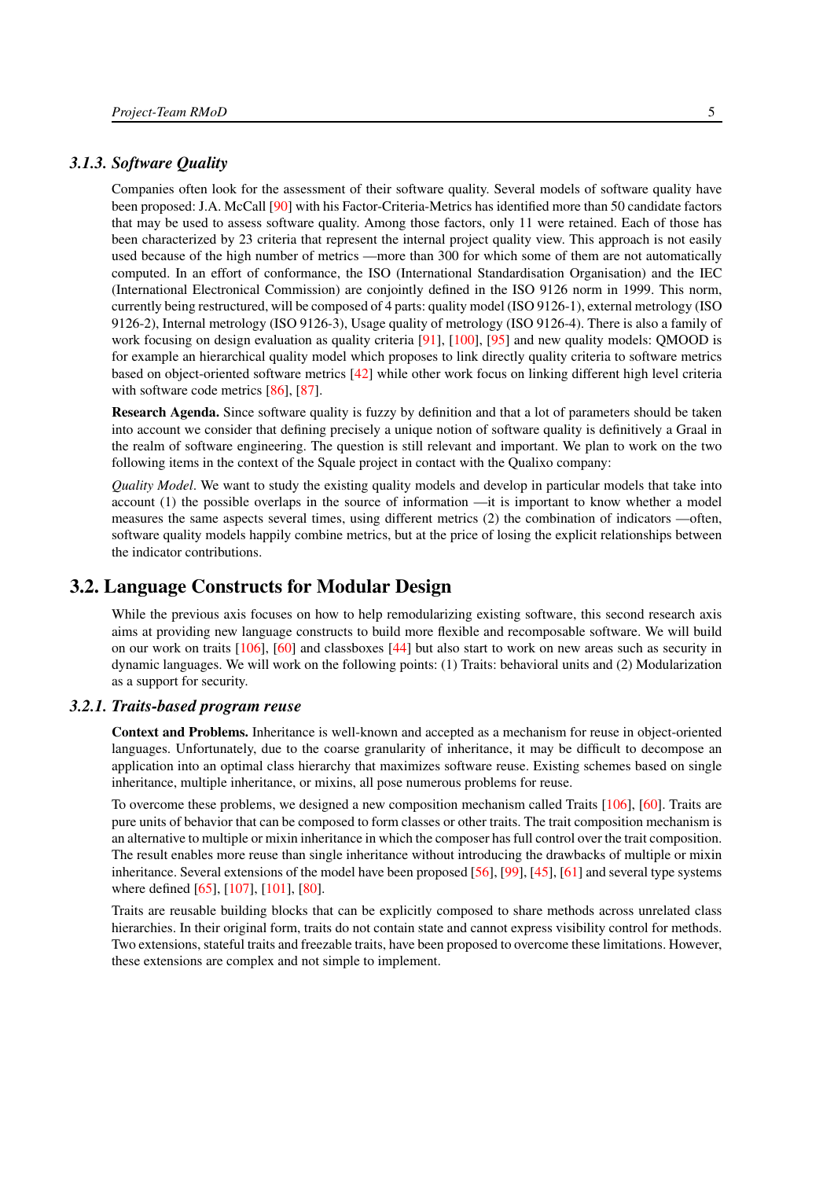### 3.1.3. Software Quality

Companies often look for the assessment of their software quality. Several models of software quality have been proposed: J.A. McCall [90] with his Factor-Criteria-Metrics has identified more than 50 candidate factors that may be used to assess software quality. Among those factors, only 11 were retained. Each of those has been characterized by 23 criteria that represent the internal project quality view. This approach is not easily used because of the high number of metrics —more than 300 for which some of them are not automatically computed. In an effort of conformance, the ISO (International Standardisation Organisation) and the IEC (International Electronical Commission) are conjointly defined in the ISO 9126 norm in 1999. This norm, currently being restructured, will be composed of 4 parts: quality model (ISO 9126-1), external metrology (ISO 9126-2), Internal metrology (ISO 9126-3), Usage quality of metrology (ISO 9126-4). There is also a family of work focusing on design evaluation as quality criteria [91], [100], [95] and new quality models: QMOOD is for example an hierarchical quality model which proposes to link directly quality criteria to software metrics based on object-oriented software metrics [42] while other work focus on linking different high level criteria with software code metrics [86], [87].

**Research Agenda.** Since software quality is fuzzy by definition and that a lot of parameters should be taken into account we consider that defining precisely a unique notion of software quality is definitively a Graal in the realm of software engineering. The question is still relevant and important. We plan to work on the two following items in the context of the Squale project in contact with the Qualixo company:

*Quality Model*. We want to study the existing quality models and develop in particular models that take into account (1) the possible overlaps in the source of information —it is important to know whether a model measures the same aspects several times, using different metrics (2) the combination of indicators —often, software quality models happily combine metrics, but at the price of losing the explicit relationships between the indicator contributions.

## 3.2. Language Constructs for Modular Design

While the previous axis focuses on how to help remodularizing existing software, this second research axis aims at providing new language constructs to build more flexible and recomposable software. We will build on our work on traits [106], [60] and classboxes [44] but also start to work on new areas such as security in dynamic languages. We will work on the following points: (1) Traits: behavioral units and (2) Modularization as a support for security.

### 3.2.1. Traits-based program reuse

**Context and Problems.** Inheritance is well-known and accepted as a mechanism for reuse in object-oriented languages. Unfortunately, due to the coarse granularity of inheritance, it may be difficult to decompose an application into an optimal class hierarchy that maximizes software reuse. Existing schemes based on single inheritance, multiple inheritance, or mixins, all pose numerous problems for reuse.

To overcome these problems, we designed a new composition mechanism called Traits [106], [60]. Traits are pure units of behavior that can be composed to form classes or other traits. The trait composition mechanism is an alternative to multiple or mixin inheritance in which the composer has full control over the trait composition. The result enables more reuse than single inheritance without introducing the drawbacks of multiple or mixin inheritance. Several extensions of the model have been proposed [56], [99], [45], [61] and several type systems where defined [65], [107], [101], [80].

Traits are reusable building blocks that can be explicitly composed to share methods across unrelated class hierarchies. In their original form, traits do not contain state and cannot express visibility control for methods. Two extensions, stateful traits and freezable traits, have been proposed to overcome these limitations. However, these extensions are complex and not simple to implement.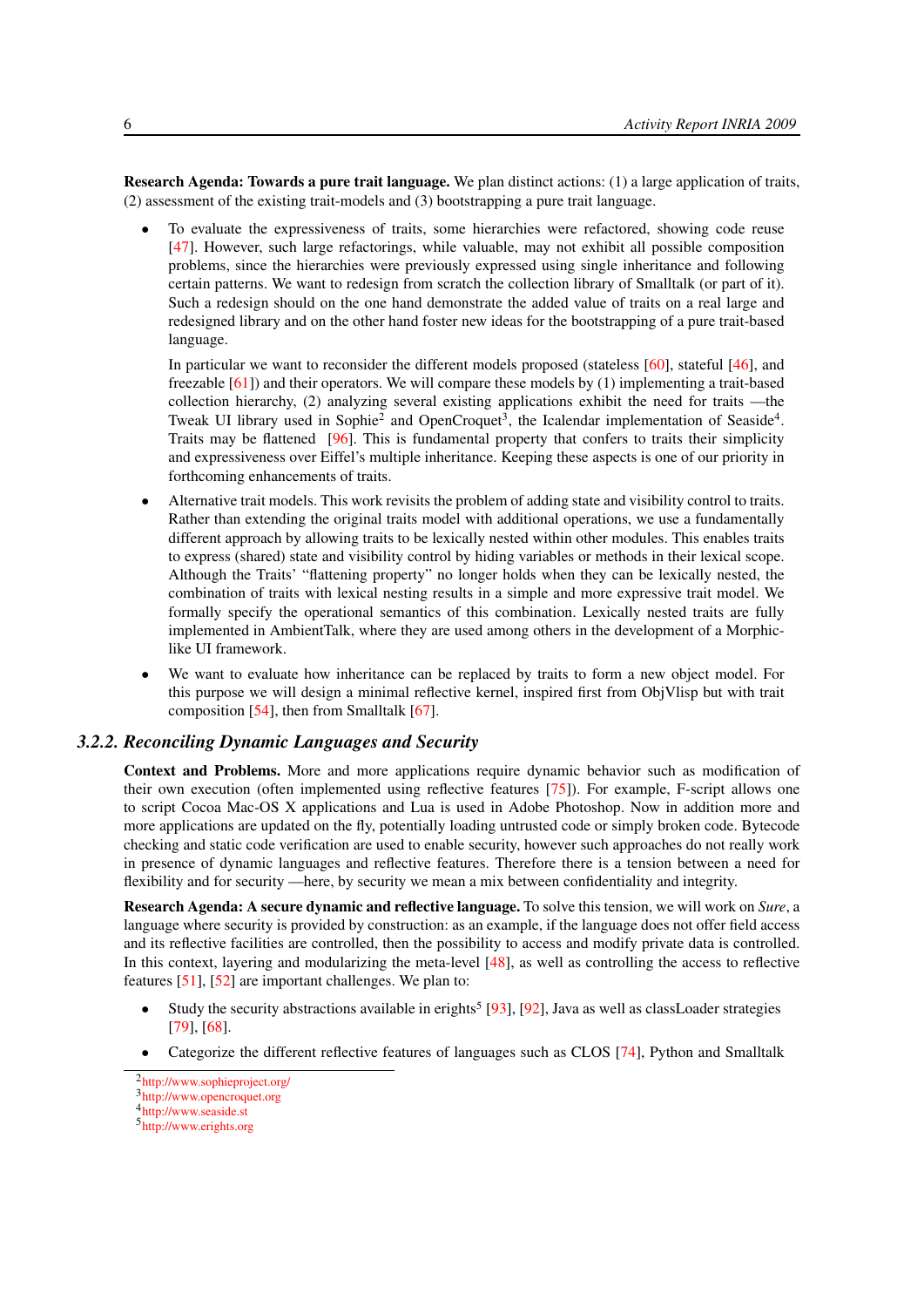**Research Agenda: Towards a pure trait language.** We plan distinct actions: (1) a large application of traits, (2) assessment of the existing trait-models and (3) bootstrapping a pure trait language.

- To evaluate the expressiveness of traits, some hierarchies were refactored, showing code reuse [47]. However, such large refactorings, while valuable, may not exhibit all possible composition problems, since the hierarchies were previously expressed using single inheritance and following certain patterns. We want to redesign from scratch the collection library of Smalltalk (or part of it). Such a redesign should on the one hand demonstrate the added value of traits on a real large and redesigned library and on the other hand foster new ideas for the bootstrapping of a pure trait-based language.

  In particular we want to reconsider the different models proposed (stateless [60], stateful [46], and freezable [61]) and their operators. We will compare these models by (1) implementing a trait-based collection hierarchy, (2) analyzing several existing applications exhibit the need for traits —the Tweak UI library used in Sophie[2] and OpenCroquet[3], the Icalendar implementation of Seaside[4]. Traits may be flattened [96]. This is fundamental property that confers to traits their simplicity and expressiveness over Eiffel's multiple inheritance. Keeping these aspects is one of our priority in forthcoming enhancements of traits.

- Alternative trait models. This work revisits the problem of adding state and visibility control to traits. Rather than extending the original traits model with additional operations, we use a fundamentally different approach by allowing traits to be lexically nested within other modules. This enables traits to express (shared) state and visibility control by hiding variables or methods in their lexical scope. Although the Traits' "flattening property" no longer holds when they can be lexically nested, the combination of traits with lexical nesting results in a simple and more expressive trait model. We formally specify the operational semantics of this combination. Lexically nested traits are fully implemented in AmbientTalk, where they are used among others in the development of a Morphic-like UI framework.

- We want to evaluate how inheritance can be replaced by traits to form a new object model. For this purpose we will design a minimal reflective kernel, inspired first from ObjVlisp but with trait composition [54], then from Smalltalk [67].

### 3.2.2. Reconciling Dynamic Languages and Security

**Context and Problems.** More and more applications require dynamic behavior such as modification of their own execution (often implemented using reflective features [75]). For example, F-script allows one to script Cocoa Mac-OS X applications and Lua is used in Adobe Photoshop. Now in addition more and more applications are updated on the fly, potentially loading untrusted code or simply broken code. Bytecode checking and static code verification are used to enable security, however such approaches do not really work in presence of dynamic languages and reflective features. Therefore there is a tension between a need for flexibility and for security —here, by security we mean a mix between confidentiality and integrity.

**Research Agenda: A secure dynamic and reflective language.** To solve this tension, we will work on *Sure*, a language where security is provided by construction: as an example, if the language does not offer field access and its reflective facilities are controlled, then the possibility to access and modify private data is controlled. In this context, layering and modularizing the meta-level [48], as well as controlling the access to reflective features [51], [52] are important challenges. We plan to:

- Study the security abstractions available in erights[5] [93], [92], Java as well as classLoader strategies [79], [68].

- Categorize the different reflective features of languages such as CLOS [74], Python and Smalltalk

[2] http://www.sophieproject.org/

[3] http://www.opencroquet.org

[4] http://www.seaside.st

[5] http://www.erights.org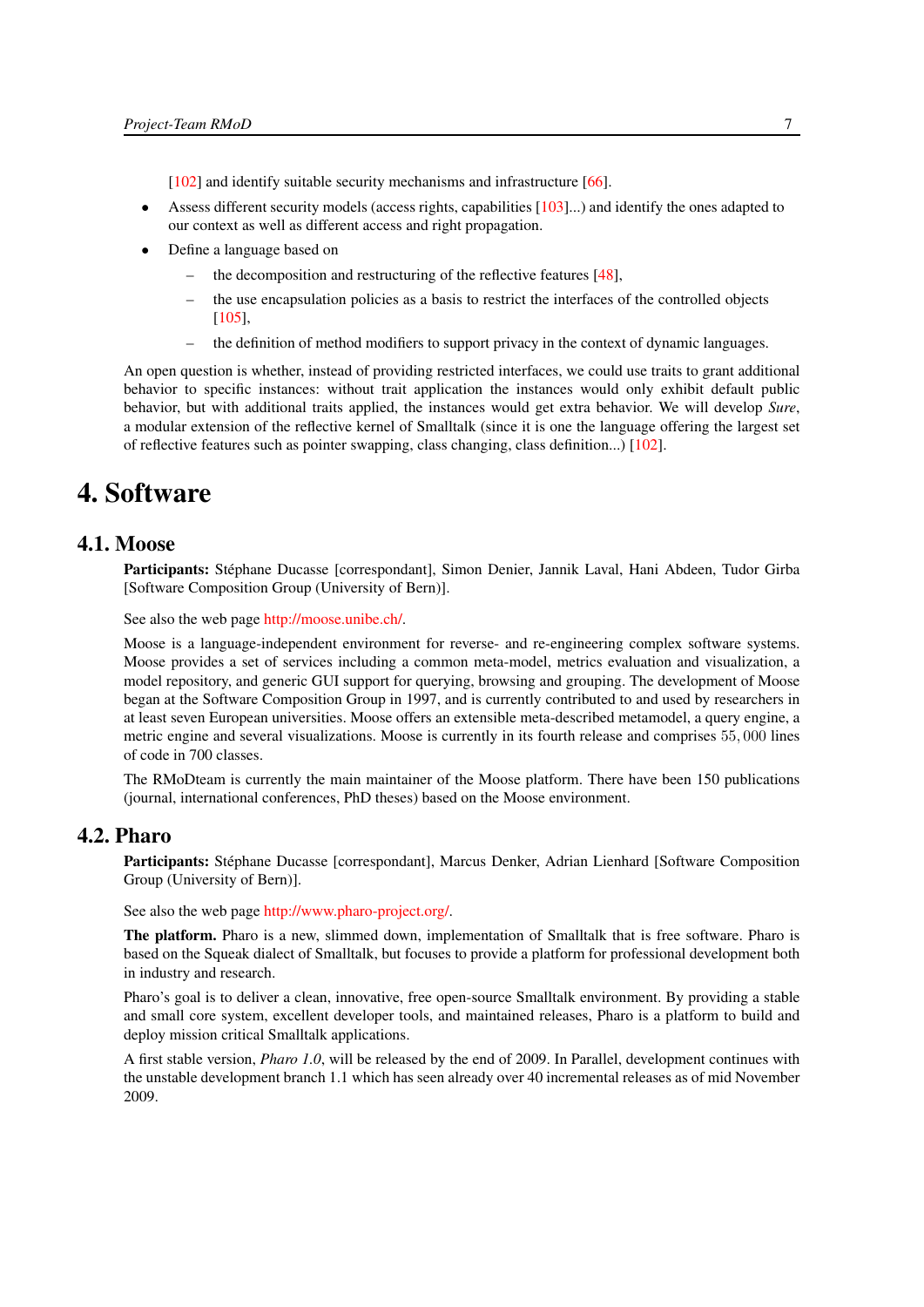[102] and identify suitable security mechanisms and infrastructure [66].

- Assess different security models (access rights, capabilities [103]...) and identify the ones adapted to our context as well as different access and right propagation.
- Define a language based on
  - the decomposition and restructuring of the reflective features [48],
  - the use encapsulation policies as a basis to restrict the interfaces of the controlled objects [105],
  - the definition of method modifiers to support privacy in the context of dynamic languages.

An open question is whether, instead of providing restricted interfaces, we could use traits to grant additional behavior to specific instances: without trait application the instances would only exhibit default public behavior, but with additional traits applied, the instances would get extra behavior. We will develop *Sure*, a modular extension of the reflective kernel of Smalltalk (since it is one the language offering the largest set of reflective features such as pointer swapping, class changing, class definition...) [102].

# 4. Software

## 4.1. Moose

**Participants:** Stéphane Ducasse [correspondant], Simon Denier, Jannik Laval, Hani Abdeen, Tudor Girba [Software Composition Group (University of Bern)].

See also the web page http://moose.unibe.ch/.

Moose is a language-independent environment for reverse- and re-engineering complex software systems. Moose provides a set of services including a common meta-model, metrics evaluation and visualization, a model repository, and generic GUI support for querying, browsing and grouping. The development of Moose began at the Software Composition Group in 1997, and is currently contributed to and used by researchers in at least seven European universities. Moose offers an extensible meta-described metamodel, a query engine, a metric engine and several visualizations. Moose is currently in its fourth release and comprises 55,000 lines of code in 700 classes.

The RMoDteam is currently the main maintainer of the Moose platform. There have been 150 publications (journal, international conferences, PhD theses) based on the Moose environment.

## 4.2. Pharo

**Participants:** Stéphane Ducasse [correspondant], Marcus Denker, Adrian Lienhard [Software Composition Group (University of Bern)].

See also the web page http://www.pharo-project.org/.

**The platform.** Pharo is a new, slimmed down, implementation of Smalltalk that is free software. Pharo is based on the Squeak dialect of Smalltalk, but focuses to provide a platform for professional development both in industry and research.

Pharo's goal is to deliver a clean, innovative, free open-source Smalltalk environment. By providing a stable and small core system, excellent developer tools, and maintained releases, Pharo is a platform to build and deploy mission critical Smalltalk applications.

A first stable version, *Pharo 1.0*, will be released by the end of 2009. In Parallel, development continues with the unstable development branch 1.1 which has seen already over 40 incremental releases as of mid November 2009.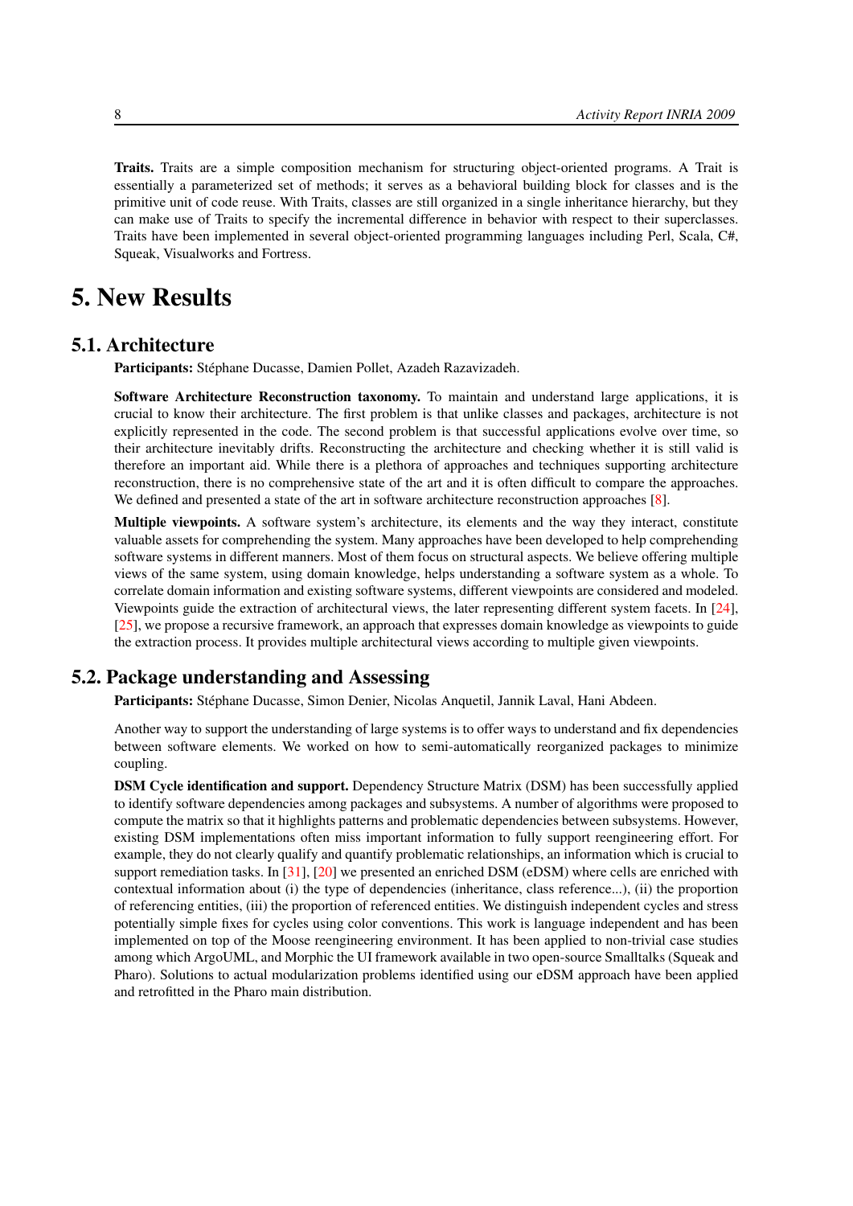**Traits.** Traits are a simple composition mechanism for structuring object-oriented programs. A Trait is essentially a parameterized set of methods; it serves as a behavioral building block for classes and is the primitive unit of code reuse. With Traits, classes are still organized in a single inheritance hierarchy, but they can make use of Traits to specify the incremental difference in behavior with respect to their superclasses. Traits have been implemented in several object-oriented programming languages including Perl, Scala, C#, Squeak, Visualworks and Fortress.

# 5. New Results

## 5.1. Architecture

**Participants:** Stéphane Ducasse, Damien Pollet, Azadeh Razavizadeh.

**Software Architecture Reconstruction taxonomy.** To maintain and understand large applications, it is crucial to know their architecture. The first problem is that unlike classes and packages, architecture is not explicitly represented in the code. The second problem is that successful applications evolve over time, so their architecture inevitably drifts. Reconstructing the architecture and checking whether it is still valid is therefore an important aid. While there is a plethora of approaches and techniques supporting architecture reconstruction, there is no comprehensive state of the art and it is often difficult to compare the approaches. We defined and presented a state of the art in software architecture reconstruction approaches [8].

**Multiple viewpoints.** A software system's architecture, its elements and the way they interact, constitute valuable assets for comprehending the system. Many approaches have been developed to help comprehending software systems in different manners. Most of them focus on structural aspects. We believe offering multiple views of the same system, using domain knowledge, helps understanding a software system as a whole. To correlate domain information and existing software systems, different viewpoints are considered and modeled. Viewpoints guide the extraction of architectural views, the later representing different system facets. In [24], [25], we propose a recursive framework, an approach that expresses domain knowledge as viewpoints to guide the extraction process. It provides multiple architectural views according to multiple given viewpoints.

## 5.2. Package understanding and Assessing

**Participants:** Stéphane Ducasse, Simon Denier, Nicolas Anquetil, Jannik Laval, Hani Abdeen.

Another way to support the understanding of large systems is to offer ways to understand and fix dependencies between software elements. We worked on how to semi-automatically reorganized packages to minimize coupling.

**DSM Cycle identification and support.** Dependency Structure Matrix (DSM) has been successfully applied to identify software dependencies among packages and subsystems. A number of algorithms were proposed to compute the matrix so that it highlights patterns and problematic dependencies between subsystems. However, existing DSM implementations often miss important information to fully support reengineering effort. For example, they do not clearly qualify and quantify problematic relationships, an information which is crucial to support remediation tasks. In [31], [20] we presented an enriched DSM (eDSM) where cells are enriched with contextual information about (i) the type of dependencies (inheritance, class reference...), (ii) the proportion of referencing entities, (iii) the proportion of referenced entities. We distinguish independent cycles and stress potentially simple fixes for cycles using color conventions. This work is language independent and has been implemented on top of the Moose reengineering environment. It has been applied to non-trivial case studies among which ArgoUML, and Morphic the UI framework available in two open-source Smalltalks (Squeak and Pharo). Solutions to actual modularization problems identified using our eDSM approach have been applied and retrofitted in the Pharo main distribution.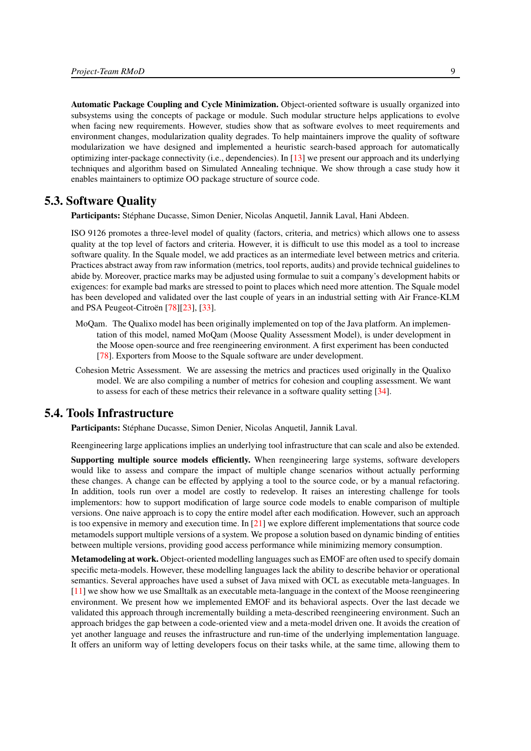**Automatic Package Coupling and Cycle Minimization.** Object-oriented software is usually organized into subsystems using the concepts of package or module. Such modular structure helps applications to evolve when facing new requirements. However, studies show that as software evolves to meet requirements and environment changes, modularization quality degrades. To help maintainers improve the quality of software modularization we have designed and implemented a heuristic search-based approach for automatically optimizing inter-package connectivity (i.e., dependencies). In [13] we present our approach and its underlying techniques and algorithm based on Simulated Annealing technique. We show through a case study how it enables maintainers to optimize OO package structure of source code.

## 5.3. Software Quality

**Participants:** Stéphane Ducasse, Simon Denier, Nicolas Anquetil, Jannik Laval, Hani Abdeen.

ISO 9126 promotes a three-level model of quality (factors, criteria, and metrics) which allows one to assess quality at the top level of factors and criteria. However, it is difficult to use this model as a tool to increase software quality. In the Squale model, we add practices as an intermediate level between metrics and criteria. Practices abstract away from raw information (metrics, tool reports, audits) and provide technical guidelines to abide by. Moreover, practice marks may be adjusted using formulae to suit a company's development habits or exigences: for example bad marks are stressed to point to places which need more attention. The Squale model has been developed and validated over the last couple of years in an industrial setting with Air France-KLM and PSA Peugeot-Citroën [78][23], [33].

MoQam. The Qualixo model has been originally implemented on top of the Java platform. An implementation of this model, named MoQam (Moose Quality Assessment Model), is under development in the Moose open-source and free reengineering environment. A first experiment has been conducted [78]. Exporters from Moose to the Squale software are under development.

Cohesion Metric Assessment. We are assessing the metrics and practices used originally in the Qualixo model. We are also compiling a number of metrics for cohesion and coupling assessment. We want to assess for each of these metrics their relevance in a software quality setting [34].

## 5.4. Tools Infrastructure

**Participants:** Stéphane Ducasse, Simon Denier, Nicolas Anquetil, Jannik Laval.

Reengineering large applications implies an underlying tool infrastructure that can scale and also be extended.

**Supporting multiple source models efficiently.** When reengineering large systems, software developers would like to assess and compare the impact of multiple change scenarios without actually performing these changes. A change can be effected by applying a tool to the source code, or by a manual refactoring. In addition, tools run over a model are costly to redevelop. It raises an interesting challenge for tools implementors: how to support modification of large source code models to enable comparison of multiple versions. One naive approach is to copy the entire model after each modification. However, such an approach is too expensive in memory and execution time. In [21] we explore different implementations that source code metamodels support multiple versions of a system. We propose a solution based on dynamic binding of entities between multiple versions, providing good access performance while minimizing memory consumption.

**Metamodeling at work.** Object-oriented modelling languages such as EMOF are often used to specify domain specific meta-models. However, these modelling languages lack the ability to describe behavior or operational semantics. Several approaches have used a subset of Java mixed with OCL as executable meta-languages. In [11] we show how we use Smalltalk as an executable meta-language in the context of the Moose reengineering environment. We present how we implemented EMOF and its behavioral aspects. Over the last decade we validated this approach through incrementally building a meta-described reengineering environment. Such an approach bridges the gap between a code-oriented view and a meta-model driven one. It avoids the creation of yet another language and reuses the infrastructure and run-time of the underlying implementation language. It offers an uniform way of letting developers focus on their tasks while, at the same time, allowing them to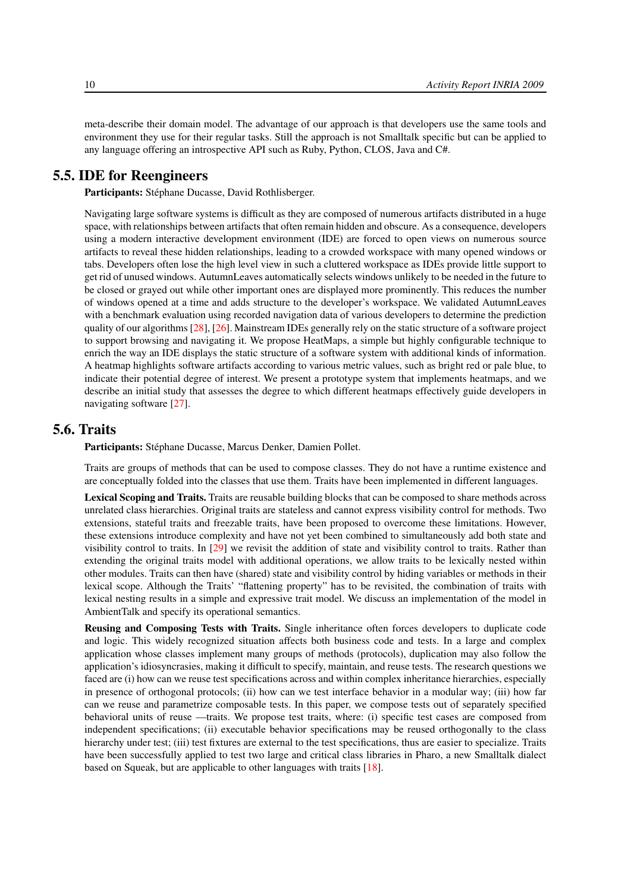meta-describe their domain model. The advantage of our approach is that developers use the same tools and environment they use for their regular tasks. Still the approach is not Smalltalk specific but can be applied to any language offering an introspective API such as Ruby, Python, CLOS, Java and C#.

## 5.5. IDE for Reengineers

**Participants:** Stéphane Ducasse, David Rothlisberger.

Navigating large software systems is difficult as they are composed of numerous artifacts distributed in a huge space, with relationships between artifacts that often remain hidden and obscure. As a consequence, developers using a modern interactive development environment (IDE) are forced to open views on numerous source artifacts to reveal these hidden relationships, leading to a crowded workspace with many opened windows or tabs. Developers often lose the high level view in such a cluttered workspace as IDEs provide little support to get rid of unused windows. AutumnLeaves automatically selects windows unlikely to be needed in the future to be closed or grayed out while other important ones are displayed more prominently. This reduces the number of windows opened at a time and adds structure to the developer's workspace. We validated AutumnLeaves with a benchmark evaluation using recorded navigation data of various developers to determine the prediction quality of our algorithms [28], [26]. Mainstream IDEs generally rely on the static structure of a software project to support browsing and navigating it. We propose HeatMaps, a simple but highly configurable technique to enrich the way an IDE displays the static structure of a software system with additional kinds of information. A heatmap highlights software artifacts according to various metric values, such as bright red or pale blue, to indicate their potential degree of interest. We present a prototype system that implements heatmaps, and we describe an initial study that assesses the degree to which different heatmaps effectively guide developers in navigating software [27].

## 5.6. Traits

**Participants:** Stéphane Ducasse, Marcus Denker, Damien Pollet.

Traits are groups of methods that can be used to compose classes. They do not have a runtime existence and are conceptually folded into the classes that use them. Traits have been implemented in different languages.

**Lexical Scoping and Traits.** Traits are reusable building blocks that can be composed to share methods across unrelated class hierarchies. Original traits are stateless and cannot express visibility control for methods. Two extensions, stateful traits and freezable traits, have been proposed to overcome these limitations. However, these extensions introduce complexity and have not yet been combined to simultaneously add both state and visibility control to traits. In [29] we revisit the addition of state and visibility control to traits. Rather than extending the original traits model with additional operations, we allow traits to be lexically nested within other modules. Traits can then have (shared) state and visibility control by hiding variables or methods in their lexical scope. Although the Traits' "flattening property" has to be revisited, the combination of traits with lexical nesting results in a simple and expressive trait model. We discuss an implementation of the model in AmbientTalk and specify its operational semantics.

**Reusing and Composing Tests with Traits.** Single inheritance often forces developers to duplicate code and logic. This widely recognized situation affects both business code and tests. In a large and complex application whose classes implement many groups of methods (protocols), duplication may also follow the application's idiosyncrasies, making it difficult to specify, maintain, and reuse tests. The research questions we faced are (i) how can we reuse test specifications across and within complex inheritance hierarchies, especially in presence of orthogonal protocols; (ii) how can we test interface behavior in a modular way; (iii) how far can we reuse and parametrize composable tests. In this paper, we compose tests out of separately specified behavioral units of reuse —traits. We propose test traits, where: (i) specific test cases are composed from independent specifications; (ii) executable behavior specifications may be reused orthogonally to the class hierarchy under test; (iii) test fixtures are external to the test specifications, thus are easier to specialize. Traits have been successfully applied to test two large and critical class libraries in Pharo, a new Smalltalk dialect based on Squeak, but are applicable to other languages with traits [18].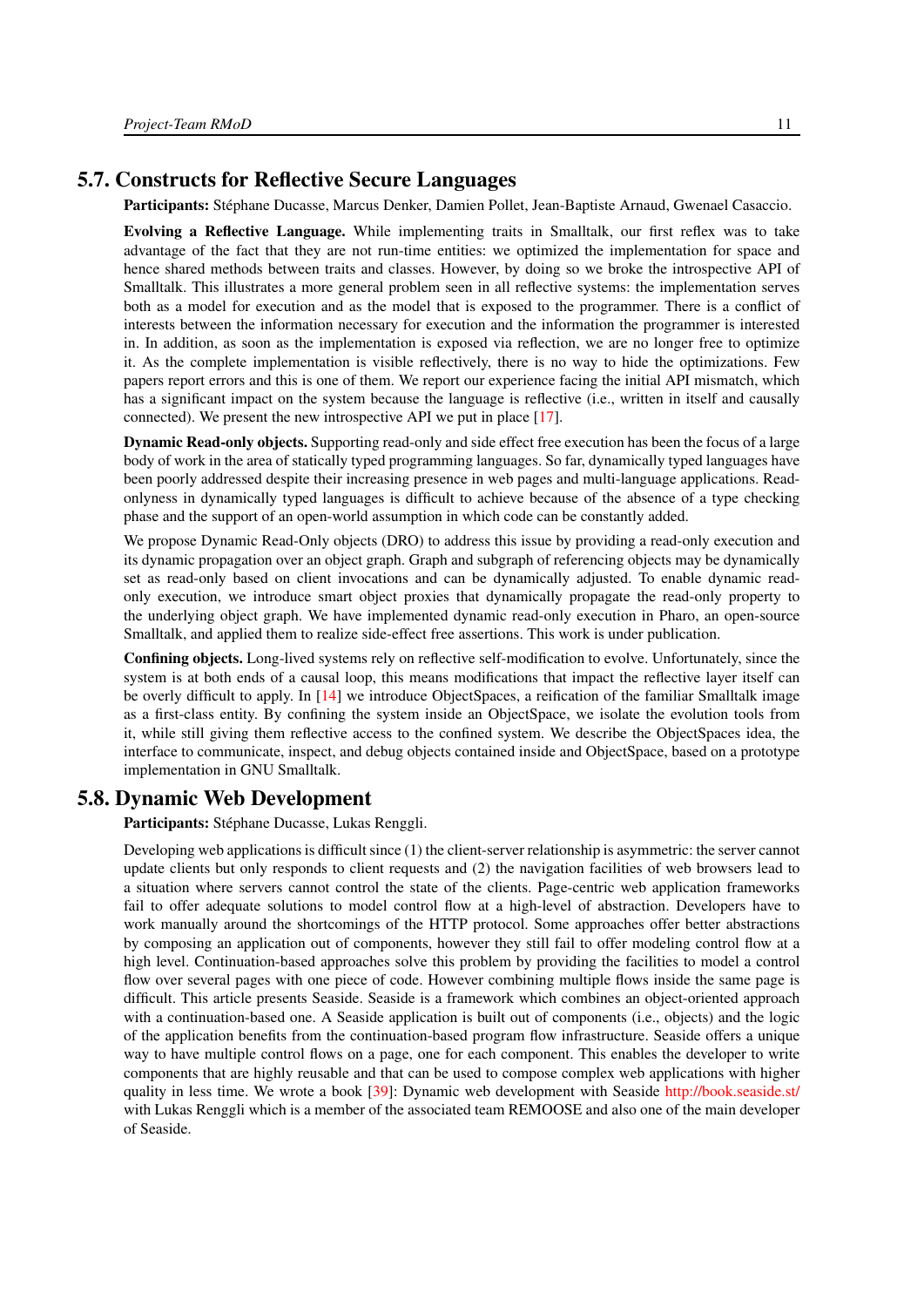## 5.7. Constructs for Reflective Secure Languages

**Participants:** Stéphane Ducasse, Marcus Denker, Damien Pollet, Jean-Baptiste Arnaud, Gwenael Casaccio.

**Evolving a Reflective Language.** While implementing traits in Smalltalk, our first reflex was to take advantage of the fact that they are not run-time entities: we optimized the implementation for space and hence shared methods between traits and classes. However, by doing so we broke the introspective API of Smalltalk. This illustrates a more general problem seen in all reflective systems: the implementation serves both as a model for execution and as the model that is exposed to the programmer. There is a conflict of interests between the information necessary for execution and the information the programmer is interested in. In addition, as soon as the implementation is exposed via reflection, we are no longer free to optimize it. As the complete implementation is visible reflectively, there is no way to hide the optimizations. Few papers report errors and this is one of them. We report our experience facing the initial API mismatch, which has a significant impact on the system because the language is reflective (i.e., written in itself and causally connected). We present the new introspective API we put in place [17].

**Dynamic Read-only objects.** Supporting read-only and side effect free execution has been the focus of a large body of work in the area of statically typed programming languages. So far, dynamically typed languages have been poorly addressed despite their increasing presence in web pages and multi-language applications. Read-onlyness in dynamically typed languages is difficult to achieve because of the absence of a type checking phase and the support of an open-world assumption in which code can be constantly added.

We propose Dynamic Read-Only objects (DRO) to address this issue by providing a read-only execution and its dynamic propagation over an object graph. Graph and subgraph of referencing objects may be dynamically set as read-only based on client invocations and can be dynamically adjusted. To enable dynamic read-only execution, we introduce smart object proxies that dynamically propagate the read-only property to the underlying object graph. We have implemented dynamic read-only execution in Pharo, an open-source Smalltalk, and applied them to realize side-effect free assertions. This work is under publication.

**Confining objects.** Long-lived systems rely on reflective self-modification to evolve. Unfortunately, since the system is at both ends of a causal loop, this means modifications that impact the reflective layer itself can be overly difficult to apply. In [14] we introduce ObjectSpaces, a reification of the familiar Smalltalk image as a first-class entity. By confining the system inside an ObjectSpace, we isolate the evolution tools from it, while still giving them reflective access to the confined system. We describe the ObjectSpaces idea, the interface to communicate, inspect, and debug objects contained inside and ObjectSpace, based on a prototype implementation in GNU Smalltalk.

## 5.8. Dynamic Web Development

**Participants:** Stéphane Ducasse, Lukas Renggli.

Developing web applications is difficult since (1) the client-server relationship is asymmetric: the server cannot update clients but only responds to client requests and (2) the navigation facilities of web browsers lead to a situation where servers cannot control the state of the clients. Page-centric web application frameworks fail to offer adequate solutions to model control flow at a high-level of abstraction. Developers have to work manually around the shortcomings of the HTTP protocol. Some approaches offer better abstractions by composing an application out of components, however they still fail to offer modeling control flow at a high level. Continuation-based approaches solve this problem by providing the facilities to model a control flow over several pages with one piece of code. However combining multiple flows inside the same page is difficult. This article presents Seaside. Seaside is a framework which combines an object-oriented approach with a continuation-based one. A Seaside application is built out of components (i.e., objects) and the logic of the application benefits from the continuation-based program flow infrastructure. Seaside offers a unique way to have multiple control flows on a page, one for each component. This enables the developer to write components that are highly reusable and that can be used to compose complex web applications with higher quality in less time. We wrote a book [39]: Dynamic web development with Seaside http://book.seaside.st/ with Lukas Renggli which is a member of the associated team REMOOSE and also one of the main developer of Seaside.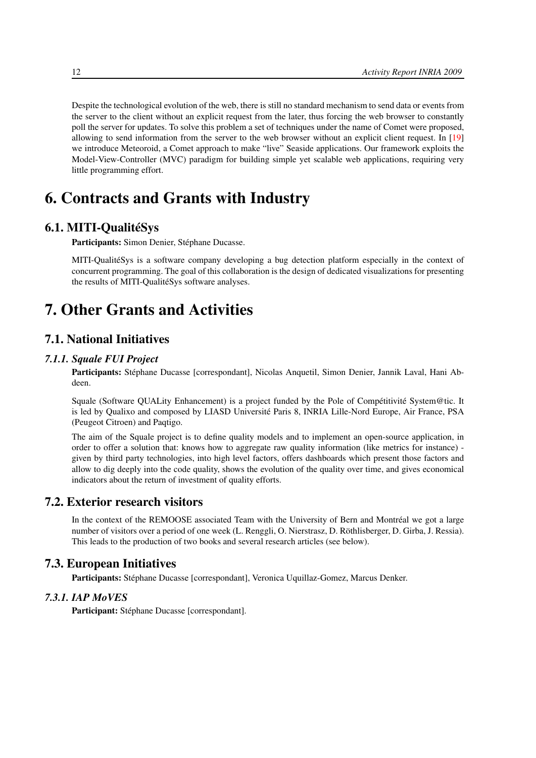Despite the technological evolution of the web, there is still no standard mechanism to send data or events from the server to the client without an explicit request from the later, thus forcing the web browser to constantly poll the server for updates. To solve this problem a set of techniques under the name of Comet were proposed, allowing to send information from the server to the web browser without an explicit client request. In [19] we introduce Meteoroid, a Comet approach to make "live" Seaside applications. Our framework exploits the Model-View-Controller (MVC) paradigm for building simple yet scalable web applications, requiring very little programming effort.

# 6. Contracts and Grants with Industry

## 6.1. MITI-QualitéSys

**Participants:** Simon Denier, Stéphane Ducasse.

MITI-QualitéSys is a software company developing a bug detection platform especially in the context of concurrent programming. The goal of this collaboration is the design of dedicated visualizations for presenting the results of MITI-QualitéSys software analyses.

# 7. Other Grants and Activities

## 7.1. National Initiatives

### *7.1.1. Squale FUI Project*

**Participants:** Stéphane Ducasse [correspondant], Nicolas Anquetil, Simon Denier, Jannik Laval, Hani Abdeen.

Squale (Software QUALity Enhancement) is a project funded by the Pole of Compétitivité System@tic. It is led by Qualixo and composed by LIASD Université Paris 8, INRIA Lille-Nord Europe, Air France, PSA (Peugeot Citroen) and Paqtigo.

The aim of the Squale project is to define quality models and to implement an open-source application, in order to offer a solution that: knows how to aggregate raw quality information (like metrics for instance) - given by third party technologies, into high level factors, offers dashboards which present those factors and allow to dig deeply into the code quality, shows the evolution of the quality over time, and gives economical indicators about the return of investment of quality efforts.

## 7.2. Exterior research visitors

In the context of the REMOOSE associated Team with the University of Bern and Montréal we got a large number of visitors over a period of one week (L. Renggli, O. Nierstrasz, D. Röthlisberger, D. Girba, J. Ressia). This leads to the production of two books and several research articles (see below).

## 7.3. European Initiatives

**Participants:** Stéphane Ducasse [correspondant], Veronica Uquillaz-Gomez, Marcus Denker.

### *7.3.1. IAP MoVES*

**Participant:** Stéphane Ducasse [correspondant].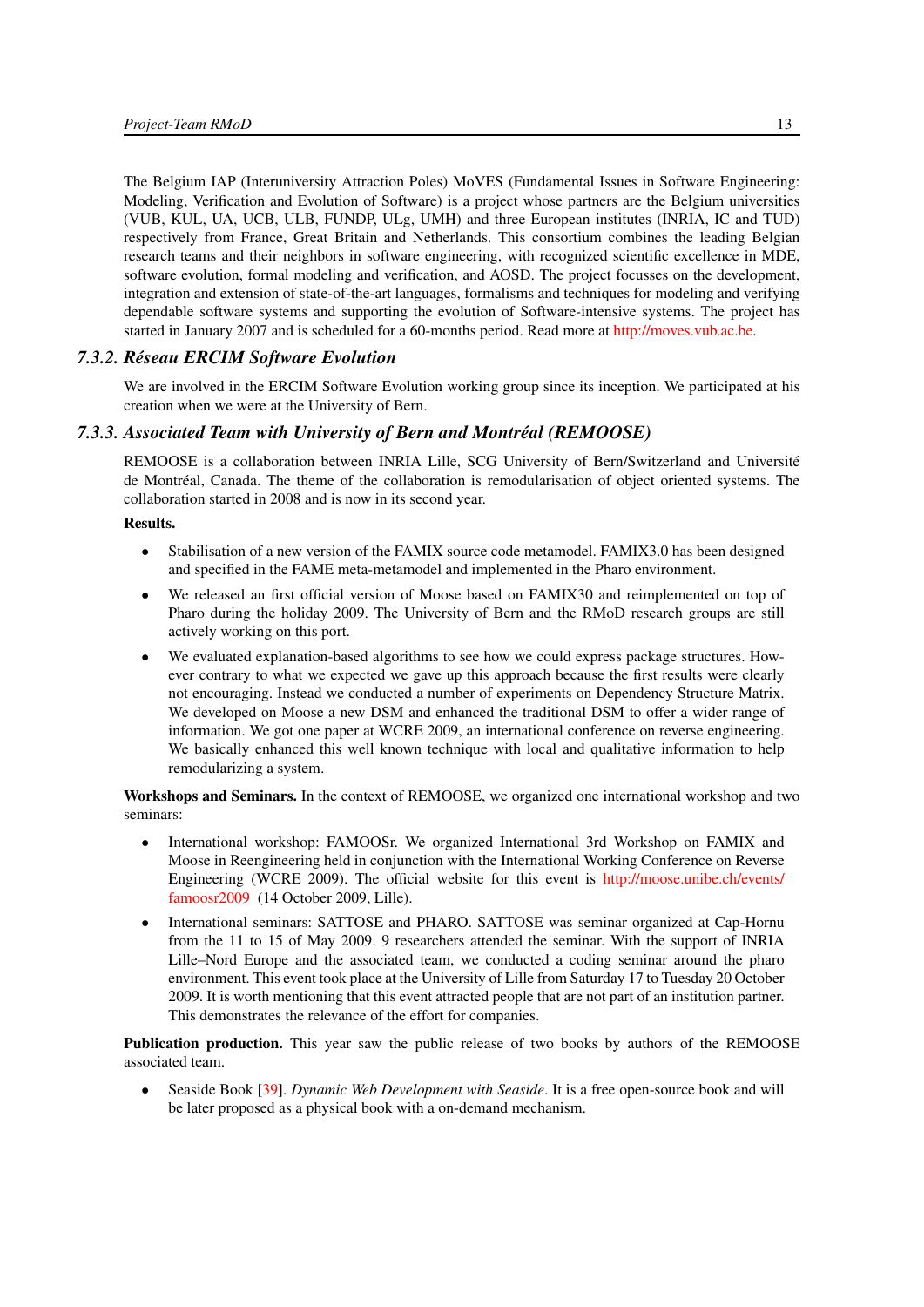The Belgium IAP (Interuniversity Attraction Poles) MoVES (Fundamental Issues in Software Engineering: Modeling, Verification and Evolution of Software) is a project whose partners are the Belgium universities (VUB, KUL, UA, UCB, ULB, FUNDP, ULg, UMH) and three European institutes (INRIA, IC and TUD) respectively from France, Great Britain and Netherlands. This consortium combines the leading Belgian research teams and their neighbors in software engineering, with recognized scientific excellence in MDE, software evolution, formal modeling and verification, and AOSD. The project focusses on the development, integration and extension of state-of-the-art languages, formalisms and techniques for modeling and verifying dependable software systems and supporting the evolution of Software-intensive systems. The project has started in January 2007 and is scheduled for a 60-months period. Read more at http://moves.vub.ac.be.

### 7.3.2. Réseau ERCIM Software Evolution

We are involved in the ERCIM Software Evolution working group since its inception. We participated at his creation when we were at the University of Bern.

### 7.3.3. Associated Team with University of Bern and Montréal (REMOOSE)

REMOOSE is a collaboration between INRIA Lille, SCG University of Bern/Switzerland and Université de Montréal, Canada. The theme of the collaboration is remodularisation of object oriented systems. The collaboration started in 2008 and is now in its second year.

**Results.**

- Stabilisation of a new version of the FAMIX source code metamodel. FAMIX3.0 has been designed and specified in the FAME meta-metamodel and implemented in the Pharo environment.
- We released an first official version of Moose based on FAMIX30 and reimplemented on top of Pharo during the holiday 2009. The University of Bern and the RMoD research groups are still actively working on this port.
- We evaluated explanation-based algorithms to see how we could express package structures. However contrary to what we expected we gave up this approach because the first results were clearly not encouraging. Instead we conducted a number of experiments on Dependency Structure Matrix. We developed on Moose a new DSM and enhanced the traditional DSM to offer a wider range of information. We got one paper at WCRE 2009, an international conference on reverse engineering. We basically enhanced this well known technique with local and qualitative information to help remodularizing a system.

**Workshops and Seminars.** In the context of REMOOSE, we organized one international workshop and two seminars:

- International workshop: FAMOOSr. We organized International 3rd Workshop on FAMIX and Moose in Reengineering held in conjunction with the International Working Conference on Reverse Engineering (WCRE 2009). The official website for this event is http://moose.unibe.ch/events/famoosr2009 (14 October 2009, Lille).
- International seminars: SATTOSE and PHARO. SATTOSE was seminar organized at Cap-Hornu from the 11 to 15 of May 2009. 9 researchers attended the seminar. With the support of INRIA Lille–Nord Europe and the associated team, we conducted a coding seminar around the pharo environment. This event took place at the University of Lille from Saturday 17 to Tuesday 20 October 2009. It is worth mentioning that this event attracted people that are not part of an institution partner. This demonstrates the relevance of the effort for companies.

**Publication production.** This year saw the public release of two books by authors of the REMOOSE associated team.

- Seaside Book [39]. *Dynamic Web Development with Seaside*. It is a free open-source book and will be later proposed as a physical book with a on-demand mechanism.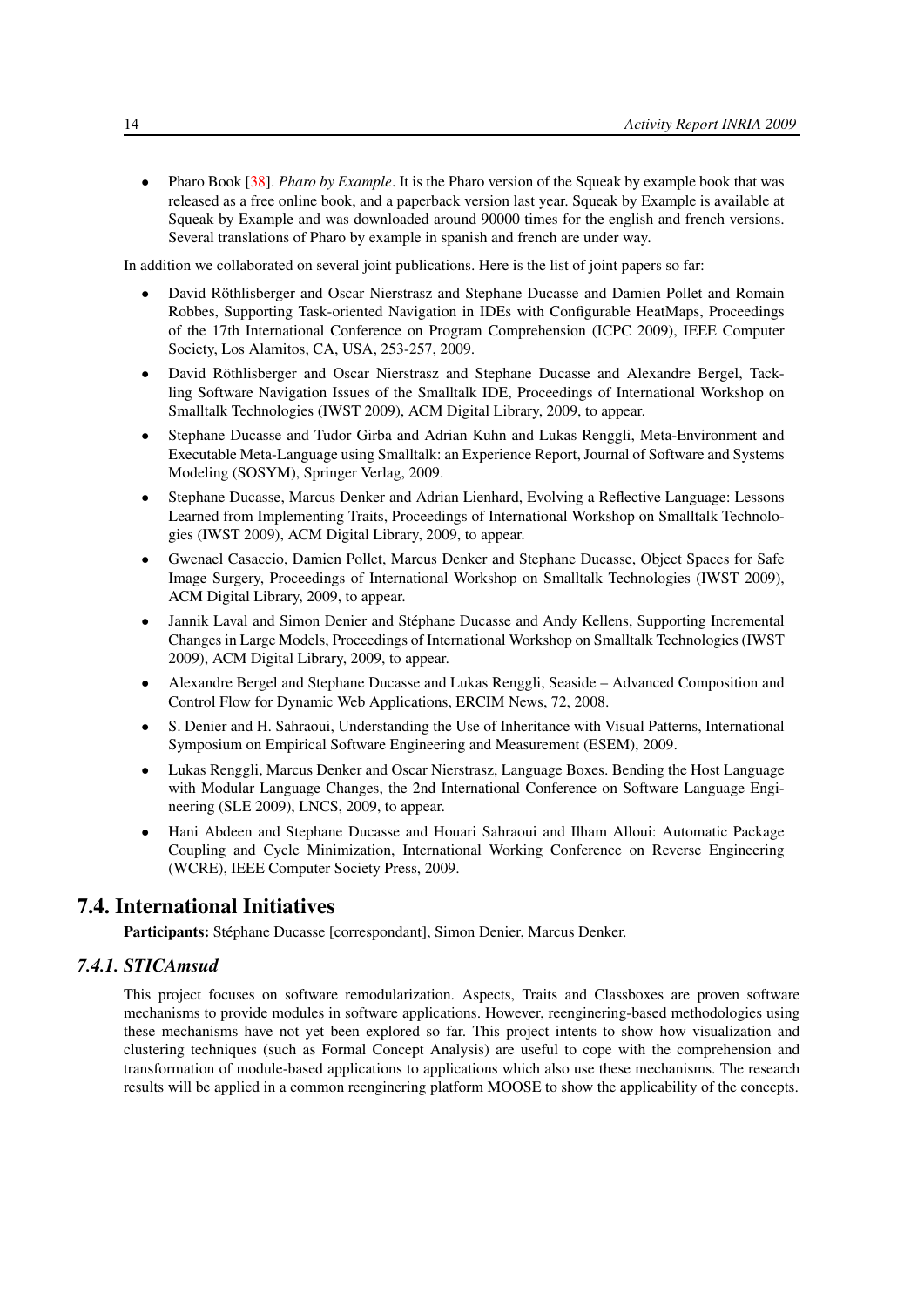- Pharo Book [38]. *Pharo by Example*. It is the Pharo version of the Squeak by example book that was released as a free online book, and a paperback version last year. Squeak by Example is available at Squeak by Example and was downloaded around 90000 times for the english and french versions. Several translations of Pharo by example in spanish and french are under way.

In addition we collaborated on several joint publications. Here is the list of joint papers so far:

- David Röthlisberger and Oscar Nierstrasz and Stephane Ducasse and Damien Pollet and Romain Robbes, Supporting Task-oriented Navigation in IDEs with Configurable HeatMaps, Proceedings of the 17th International Conference on Program Comprehension (ICPC 2009), IEEE Computer Society, Los Alamitos, CA, USA, 253-257, 2009.
- David Röthlisberger and Oscar Nierstrasz and Stephane Ducasse and Alexandre Bergel, Tackling Software Navigation Issues of the Smalltalk IDE, Proceedings of International Workshop on Smalltalk Technologies (IWST 2009), ACM Digital Library, 2009, to appear.
- Stephane Ducasse and Tudor Girba and Adrian Kuhn and Lukas Renggli, Meta-Environment and Executable Meta-Language using Smalltalk: an Experience Report, Journal of Software and Systems Modeling (SOSYM), Springer Verlag, 2009.
- Stephane Ducasse, Marcus Denker and Adrian Lienhard, Evolving a Reflective Language: Lessons Learned from Implementing Traits, Proceedings of International Workshop on Smalltalk Technologies (IWST 2009), ACM Digital Library, 2009, to appear.
- Gwenael Casaccio, Damien Pollet, Marcus Denker and Stephane Ducasse, Object Spaces for Safe Image Surgery, Proceedings of International Workshop on Smalltalk Technologies (IWST 2009), ACM Digital Library, 2009, to appear.
- Jannik Laval and Simon Denier and Stéphane Ducasse and Andy Kellens, Supporting Incremental Changes in Large Models, Proceedings of International Workshop on Smalltalk Technologies (IWST 2009), ACM Digital Library, 2009, to appear.
- Alexandre Bergel and Stephane Ducasse and Lukas Renggli, Seaside – Advanced Composition and Control Flow for Dynamic Web Applications, ERCIM News, 72, 2008.
- S. Denier and H. Sahraoui, Understanding the Use of Inheritance with Visual Patterns, International Symposium on Empirical Software Engineering and Measurement (ESEM), 2009.
- Lukas Renggli, Marcus Denker and Oscar Nierstrasz, Language Boxes. Bending the Host Language with Modular Language Changes, the 2nd International Conference on Software Language Engineering (SLE 2009), LNCS, 2009, to appear.
- Hani Abdeen and Stephane Ducasse and Houari Sahraoui and Ilham Alloui: Automatic Package Coupling and Cycle Minimization, International Working Conference on Reverse Engineering (WCRE), IEEE Computer Society Press, 2009.

## 7.4. International Initiatives

**Participants:** Stéphane Ducasse [correspondant], Simon Denier, Marcus Denker.

### *7.4.1. STICAmsud*

This project focuses on software remodularization. Aspects, Traits and Classboxes are proven software mechanisms to provide modules in software applications. However, reenginering-based methodologies using these mechanisms have not yet been explored so far. This project intents to show how visualization and clustering techniques (such as Formal Concept Analysis) are useful to cope with the comprehension and transformation of module-based applications to applications which also use these mechanisms. The research results will be applied in a common reenginering platform MOOSE to show the applicability of the concepts.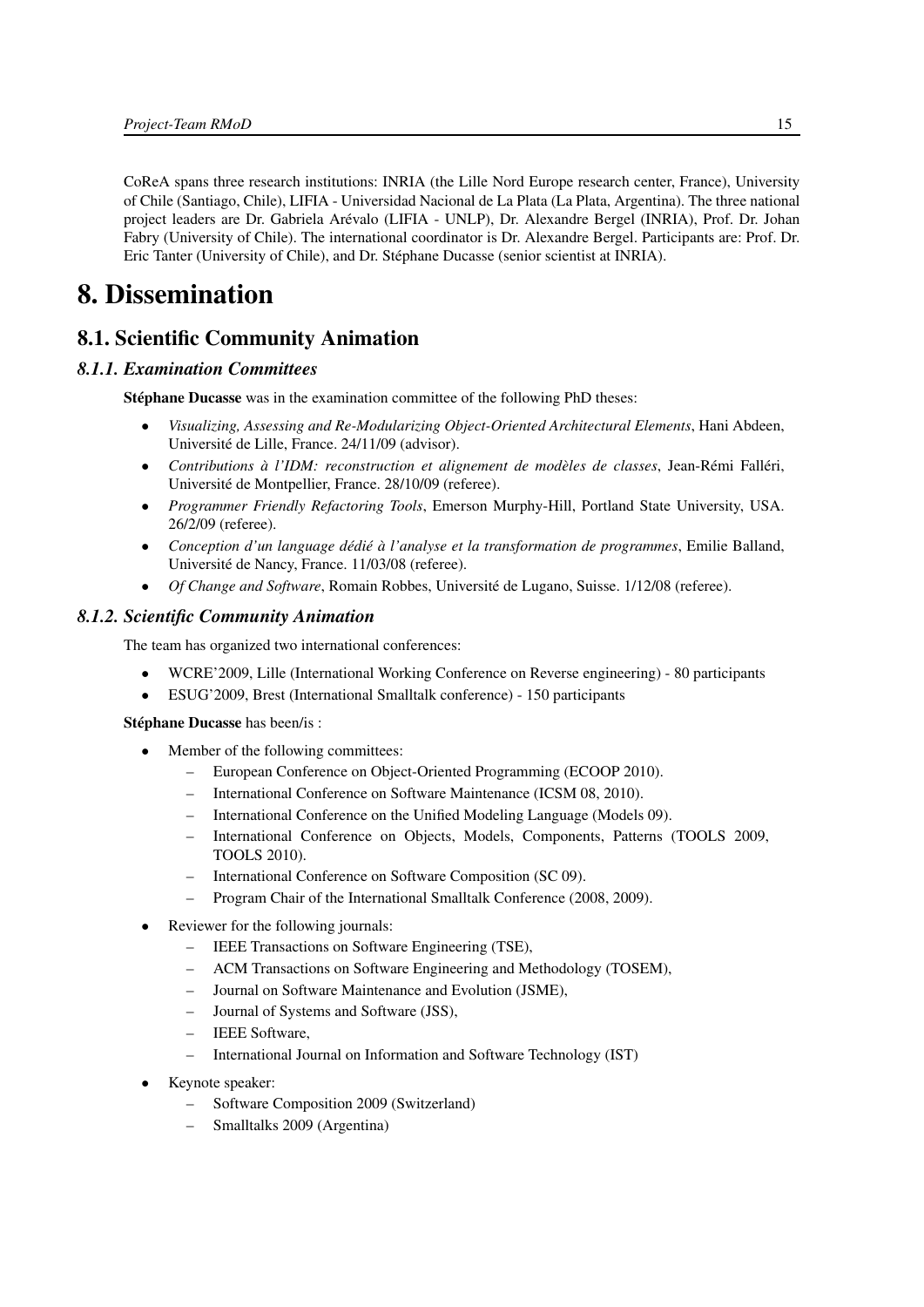CoReA spans three research institutions: INRIA (the Lille Nord Europe research center, France), University of Chile (Santiago, Chile), LIFIA - Universidad Nacional de La Plata (La Plata, Argentina). The three national project leaders are Dr. Gabriela Arévalo (LIFIA - UNLP), Dr. Alexandre Bergel (INRIA), Prof. Dr. Johan Fabry (University of Chile). The international coordinator is Dr. Alexandre Bergel. Participants are: Prof. Dr. Eric Tanter (University of Chile), and Dr. Stéphane Ducasse (senior scientist at INRIA).

# 8. Dissemination

## 8.1. Scientific Community Animation

### *8.1.1. Examination Committees*

**Stéphane Ducasse** was in the examination committee of the following PhD theses:

- *Visualizing, Assessing and Re-Modularizing Object-Oriented Architectural Elements*, Hani Abdeen, Université de Lille, France. 24/11/09 (advisor).
- *Contributions à l'IDM: reconstruction et alignement de modèles de classes*, Jean-Rémi Falléri, Université de Montpellier, France. 28/10/09 (referee).
- *Programmer Friendly Refactoring Tools*, Emerson Murphy-Hill, Portland State University, USA. 26/2/09 (referee).
- *Conception d'un language dédié à l'analyse et la transformation de programmes*, Emilie Balland, Université de Nancy, France. 11/03/08 (referee).
- *Of Change and Software*, Romain Robbes, Université de Lugano, Suisse. 1/12/08 (referee).

### *8.1.2. Scientific Community Animation*

The team has organized two international conferences:

- WCRE'2009, Lille (International Working Conference on Reverse engineering) - 80 participants
- ESUG'2009, Brest (International Smalltalk conference) - 150 participants

**Stéphane Ducasse** has been/is :

- Member of the following committees:
  - European Conference on Object-Oriented Programming (ECOOP 2010).
  - International Conference on Software Maintenance (ICSM 08, 2010).
  - International Conference on the Unified Modeling Language (Models 09).
  - International Conference on Objects, Models, Components, Patterns (TOOLS 2009, TOOLS 2010).
  - International Conference on Software Composition (SC 09).
  - Program Chair of the International Smalltalk Conference (2008, 2009).
- Reviewer for the following journals:
  - IEEE Transactions on Software Engineering (TSE),
  - ACM Transactions on Software Engineering and Methodology (TOSEM),
  - Journal on Software Maintenance and Evolution (JSME),
  - Journal of Systems and Software (JSS),
  - IEEE Software,
  - International Journal on Information and Software Technology (IST)
- Keynote speaker:
  - Software Composition 2009 (Switzerland)
  - Smalltalks 2009 (Argentina)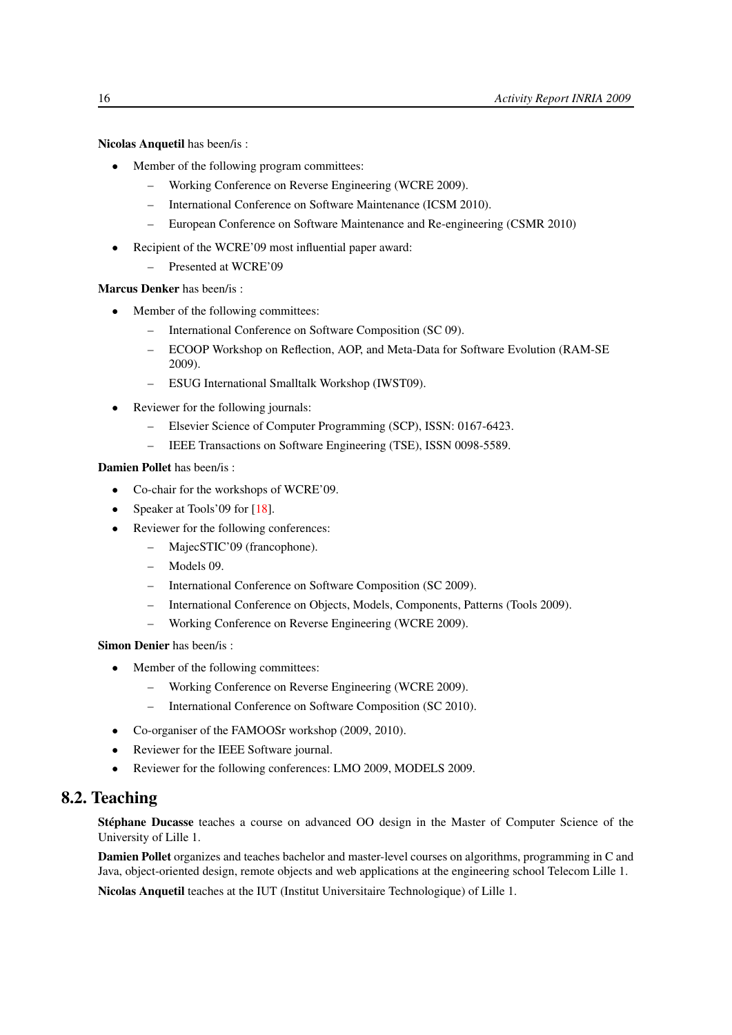**Nicolas Anquetil** has been/is :

- Member of the following program committees:
  - Working Conference on Reverse Engineering (WCRE 2009).
  - International Conference on Software Maintenance (ICSM 2010).
  - European Conference on Software Maintenance and Re-engineering (CSMR 2010)
- Recipient of the WCRE'09 most influential paper award:
  - Presented at WCRE'09

**Marcus Denker** has been/is :

- Member of the following committees:
  - International Conference on Software Composition (SC 09).
  - ECOOP Workshop on Reflection, AOP, and Meta-Data for Software Evolution (RAM-SE 2009).
  - ESUG International Smalltalk Workshop (IWST09).
- Reviewer for the following journals:
  - Elsevier Science of Computer Programming (SCP), ISSN: 0167-6423.
  - IEEE Transactions on Software Engineering (TSE), ISSN 0098-5589.

**Damien Pollet** has been/is :

- Co-chair for the workshops of WCRE'09.
- Speaker at Tools'09 for [18].
- Reviewer for the following conferences:
  - MajecSTIC'09 (francophone).
  - Models 09.
  - International Conference on Software Composition (SC 2009).
  - International Conference on Objects, Models, Components, Patterns (Tools 2009).
  - Working Conference on Reverse Engineering (WCRE 2009).

**Simon Denier** has been/is :

- Member of the following committees:
  - Working Conference on Reverse Engineering (WCRE 2009).
  - International Conference on Software Composition (SC 2010).
- Co-organiser of the FAMOOSr workshop (2009, 2010).
- Reviewer for the IEEE Software journal.
- Reviewer for the following conferences: LMO 2009, MODELS 2009.

## 8.2. Teaching

**Stéphane Ducasse** teaches a course on advanced OO design in the Master of Computer Science of the University of Lille 1.

**Damien Pollet** organizes and teaches bachelor and master-level courses on algorithms, programming in C and Java, object-oriented design, remote objects and web applications at the engineering school Telecom Lille 1.

**Nicolas Anquetil** teaches at the IUT (Institut Universitaire Technologique) of Lille 1.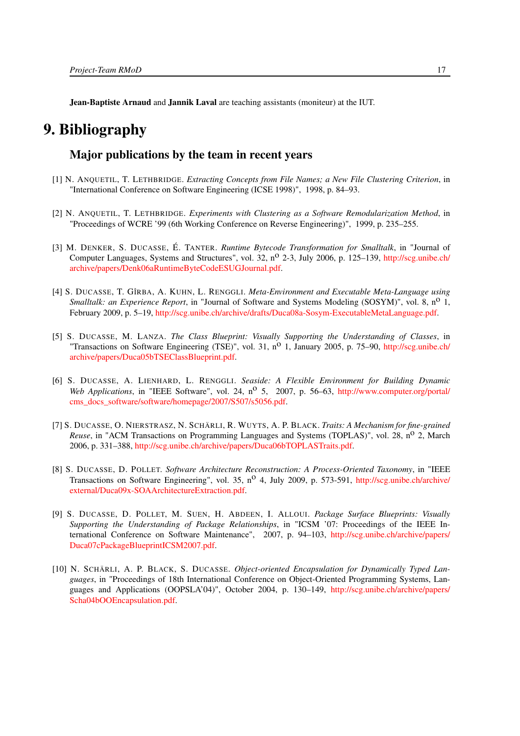**Jean-Baptiste Arnaud** and **Jannik Laval** are teaching assistants (moniteur) at the IUT.

# 9. Bibliography

## Major publications by the team in recent years

[1] N. Anquetil, T. Lethbridge. *Extracting Concepts from File Names; a New File Clustering Criterion*, in "International Conference on Software Engineering (ICSE 1998)", 1998, p. 84–93.

[2] N. Anquetil, T. Lethbridge. *Experiments with Clustering as a Software Remodularization Method*, in "Proceedings of WCRE '99 (6th Working Conference on Reverse Engineering)", 1999, p. 235–255.

[3] M. Denker, S. Ducasse, É. Tanter. *Runtime Bytecode Transformation for Smalltalk*, in "Journal of Computer Languages, Systems and Structures", vol. 32, n$^{o}$ 2-3, July 2006, p. 125–139, http://scg.unibe.ch/archive/papers/Denk06aRuntimeByteCodeESUGJournal.pdf.

[4] S. Ducasse, T. Gîrba, A. Kuhn, L. Renggli. *Meta-Environment and Executable Meta-Language using Smalltalk: an Experience Report*, in "Journal of Software and Systems Modeling (SOSYM)", vol. 8, n$^{o}$ 1, February 2009, p. 5–19, http://scg.unibe.ch/archive/drafts/Duca08a-Sosym-ExecutableMetaLanguage.pdf.

[5] S. Ducasse, M. Lanza. *The Class Blueprint: Visually Supporting the Understanding of Classes*, in "Transactions on Software Engineering (TSE)", vol. 31, n$^{o}$ 1, January 2005, p. 75–90, http://scg.unibe.ch/archive/papers/Duca05bTSEClassBlueprint.pdf.

[6] S. Ducasse, A. Lienhard, L. Renggli. *Seaside: A Flexible Environment for Building Dynamic Web Applications*, in "IEEE Software", vol. 24, n$^{o}$ 5, 2007, p. 56–63, http://www.computer.org/portal/cms_docs_software/software/homepage/2007/S507/s5056.pdf.

[7] S. Ducasse, O. Nierstrasz, N. Schärli, R. Wuyts, A. P. Black. *Traits: A Mechanism for fine-grained Reuse*, in "ACM Transactions on Programming Languages and Systems (TOPLAS)", vol. 28, n$^{o}$ 2, March 2006, p. 331–388, http://scg.unibe.ch/archive/papers/Duca06bTOPLASTraits.pdf.

[8] S. Ducasse, D. Pollet. *Software Architecture Reconstruction: A Process-Oriented Taxonomy*, in "IEEE Transactions on Software Engineering", vol. 35, n$^{o}$ 4, July 2009, p. 573-591, http://scg.unibe.ch/archive/external/Duca09x-SOAArchitectureExtraction.pdf.

[9] S. Ducasse, D. Pollet, M. Suen, H. Abdeen, I. Alloui. *Package Surface Blueprints: Visually Supporting the Understanding of Package Relationships*, in "ICSM '07: Proceedings of the IEEE International Conference on Software Maintenance", 2007, p. 94–103, http://scg.unibe.ch/archive/papers/Duca07cPackageBlueprintICSM2007.pdf.

[10] N. Schärli, A. P. Black, S. Ducasse. *Object-oriented Encapsulation for Dynamically Typed Languages*, in "Proceedings of 18th International Conference on Object-Oriented Programming Systems, Languages and Applications (OOPSLA'04)", October 2004, p. 130–149, http://scg.unibe.ch/archive/papers/Scha04bOOEncapsulation.pdf.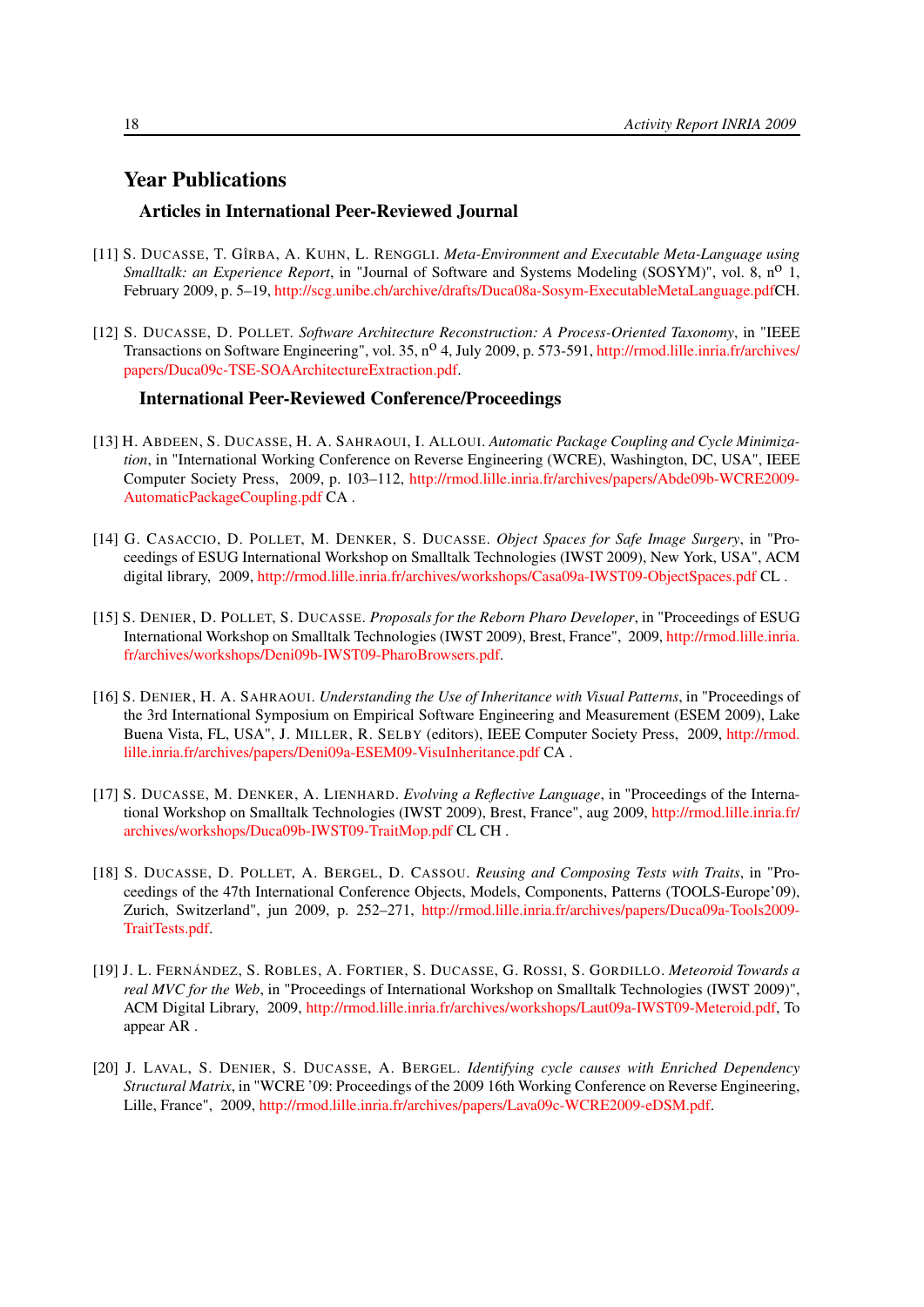# Year Publications

## Articles in International Peer-Reviewed Journal

[11] S. DUCASSE, T. GÎRBA, A. KUHN, L. RENGGLI. *Meta-Environment and Executable Meta-Language using Smalltalk: an Experience Report*, in "Journal of Software and Systems Modeling (SOSYM)", vol. 8, n$^{o}$ 1, February 2009, p. 5–19, http://scg.unibe.ch/archive/drafts/Duca08a-Sosym-ExecutableMetaLanguage.pdfCH.

[12] S. DUCASSE, D. POLLET. *Software Architecture Reconstruction: A Process-Oriented Taxonomy*, in "IEEE Transactions on Software Engineering", vol. 35, n$^{o}$ 4, July 2009, p. 573-591, http://rmod.lille.inria.fr/archives/papers/Duca09c-TSE-SOAArchitectureExtraction.pdf.

## International Peer-Reviewed Conference/Proceedings

[13] H. ABDEEN, S. DUCASSE, H. A. SAHRAOUI, I. ALLOUI. *Automatic Package Coupling and Cycle Minimization*, in "International Working Conference on Reverse Engineering (WCRE), Washington, DC, USA", IEEE Computer Society Press, 2009, p. 103–112, http://rmod.lille.inria.fr/archives/papers/Abde09b-WCRE2009-AutomaticPackageCoupling.pdf CA .

[14] G. CASACCIO, D. POLLET, M. DENKER, S. DUCASSE. *Object Spaces for Safe Image Surgery*, in "Proceedings of ESUG International Workshop on Smalltalk Technologies (IWST 2009), New York, USA", ACM digital library, 2009, http://rmod.lille.inria.fr/archives/workshops/Casa09a-IWST09-ObjectSpaces.pdf CL .

[15] S. DENIER, D. POLLET, S. DUCASSE. *Proposals for the Reborn Pharo Developer*, in "Proceedings of ESUG International Workshop on Smalltalk Technologies (IWST 2009), Brest, France", 2009, http://rmod.lille.inria.fr/archives/workshops/Deni09b-IWST09-PharoBrowsers.pdf.

[16] S. DENIER, H. A. SAHRAOUI. *Understanding the Use of Inheritance with Visual Patterns*, in "Proceedings of the 3rd International Symposium on Empirical Software Engineering and Measurement (ESEM 2009), Lake Buena Vista, FL, USA", J. MILLER, R. SELBY (editors), IEEE Computer Society Press, 2009, http://rmod.lille.inria.fr/archives/papers/Deni09a-ESEM09-VisuInheritance.pdf CA .

[17] S. DUCASSE, M. DENKER, A. LIENHARD. *Evolving a Reflective Language*, in "Proceedings of the International Workshop on Smalltalk Technologies (IWST 2009), Brest, France", aug 2009, http://rmod.lille.inria.fr/archives/workshops/Duca09b-IWST09-TraitMop.pdf CL CH .

[18] S. DUCASSE, D. POLLET, A. BERGEL, D. CASSOU. *Reusing and Composing Tests with Traits*, in "Proceedings of the 47th International Conference Objects, Models, Components, Patterns (TOOLS-Europe'09), Zurich, Switzerland", jun 2009, p. 252–271, http://rmod.lille.inria.fr/archives/papers/Duca09a-Tools2009-TraitTests.pdf.

[19] J. L. FERNÁNDEZ, S. ROBLES, A. FORTIER, S. DUCASSE, G. ROSSI, S. GORDILLO. *Meteoroid Towards a real MVC for the Web*, in "Proceedings of International Workshop on Smalltalk Technologies (IWST 2009)", ACM Digital Library, 2009, http://rmod.lille.inria.fr/archives/workshops/Laut09a-IWST09-Meteroid.pdf, To appear AR .

[20] J. LAVAL, S. DENIER, S. DUCASSE, A. BERGEL. *Identifying cycle causes with Enriched Dependency Structural Matrix*, in "WCRE '09: Proceedings of the 2009 16th Working Conference on Reverse Engineering, Lille, France", 2009, http://rmod.lille.inria.fr/archives/papers/Lava09c-WCRE2009-eDSM.pdf.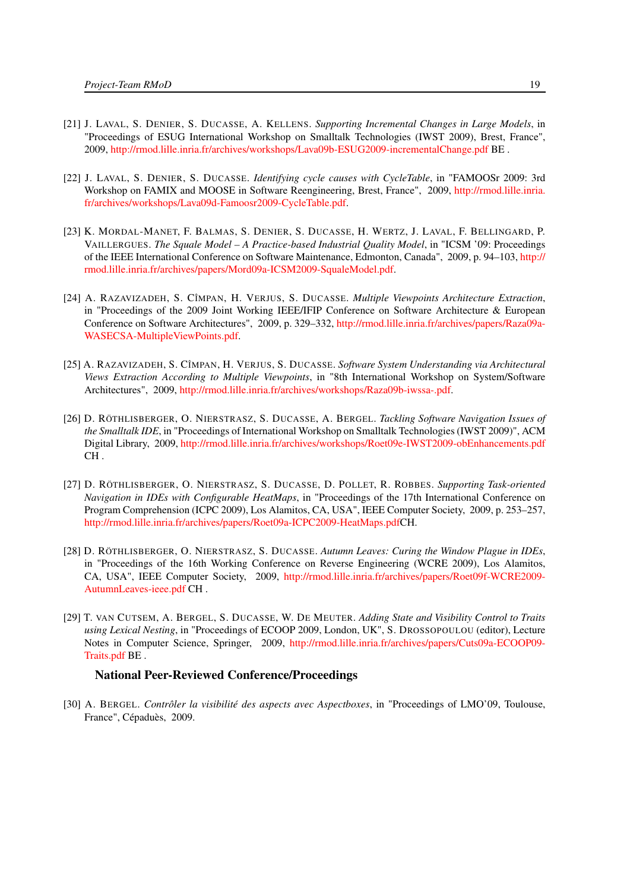[21] J. LAVAL, S. DENIER, S. DUCASSE, A. KELLENS. *Supporting Incremental Changes in Large Models*, in "Proceedings of ESUG International Workshop on Smalltalk Technologies (IWST 2009), Brest, France", 2009, http://rmod.lille.inria.fr/archives/workshops/Lava09b-ESUG2009-incrementalChange.pdf BE .

[22] J. LAVAL, S. DENIER, S. DUCASSE. *Identifying cycle causes with CycleTable*, in "FAMOOSr 2009: 3rd Workshop on FAMIX and MOOSE in Software Reengineering, Brest, France", 2009, http://rmod.lille.inria.fr/archives/workshops/Lava09d-Famoosr2009-CycleTable.pdf.

[23] K. MORDAL-MANET, F. BALMAS, S. DENIER, S. DUCASSE, H. WERTZ, J. LAVAL, F. BELLINGARD, P. VAILLERGUES. *The Squale Model – A Practice-based Industrial Quality Model*, in "ICSM '09: Proceedings of the IEEE International Conference on Software Maintenance, Edmonton, Canada", 2009, p. 94–103, http://rmod.lille.inria.fr/archives/papers/Mord09a-ICSM2009-SqualeModel.pdf.

[24] A. RAZAVIZADEH, S. CÎMPAN, H. VERJUS, S. DUCASSE. *Multiple Viewpoints Architecture Extraction*, in "Proceedings of the 2009 Joint Working IEEE/IFIP Conference on Software Architecture & European Conference on Software Architectures", 2009, p. 329–332, http://rmod.lille.inria.fr/archives/papers/Raza09a-WASECSA-MultipleViewPoints.pdf.

[25] A. RAZAVIZADEH, S. CÎMPAN, H. VERJUS, S. DUCASSE. *Software System Understanding via Architectural Views Extraction According to Multiple Viewpoints*, in "8th International Workshop on System/Software Architectures", 2009, http://rmod.lille.inria.fr/archives/workshops/Raza09b-iwssa-.pdf.

[26] D. RÖTHLISBERGER, O. NIERSTRASZ, S. DUCASSE, A. BERGEL. *Tackling Software Navigation Issues of the Smalltalk IDE*, in "Proceedings of International Workshop on Smalltalk Technologies (IWST 2009)", ACM Digital Library, 2009, http://rmod.lille.inria.fr/archives/workshops/Roet09e-IWST2009-obEnhancements.pdf CH .

[27] D. RÖTHLISBERGER, O. NIERSTRASZ, S. DUCASSE, D. POLLET, R. ROBBES. *Supporting Task-oriented Navigation in IDEs with Configurable HeatMaps*, in "Proceedings of the 17th International Conference on Program Comprehension (ICPC 2009), Los Alamitos, CA, USA", IEEE Computer Society, 2009, p. 253–257, http://rmod.lille.inria.fr/archives/papers/Roet09a-ICPC2009-HeatMaps.pdfCH.

[28] D. RÖTHLISBERGER, O. NIERSTRASZ, S. DUCASSE. *Autumn Leaves: Curing the Window Plague in IDEs*, in "Proceedings of the 16th Working Conference on Reverse Engineering (WCRE 2009), Los Alamitos, CA, USA", IEEE Computer Society, 2009, http://rmod.lille.inria.fr/archives/papers/Roet09f-WCRE2009-AutumnLeaves-ieee.pdf CH .

[29] T. VAN CUTSEM, A. BERGEL, S. DUCASSE, W. DE MEUTER. *Adding State and Visibility Control to Traits using Lexical Nesting*, in "Proceedings of ECOOP 2009, London, UK", S. DROSSOPOULOU (editor), Lecture Notes in Computer Science, Springer, 2009, http://rmod.lille.inria.fr/archives/papers/Cuts09a-ECOOP09-Traits.pdf BE .

### National Peer-Reviewed Conference/Proceedings

[30] A. BERGEL. *Contrôler la visibilité des aspects avec Aspectboxes*, in "Proceedings of LMO'09, Toulouse, France", Cépaduès, 2009.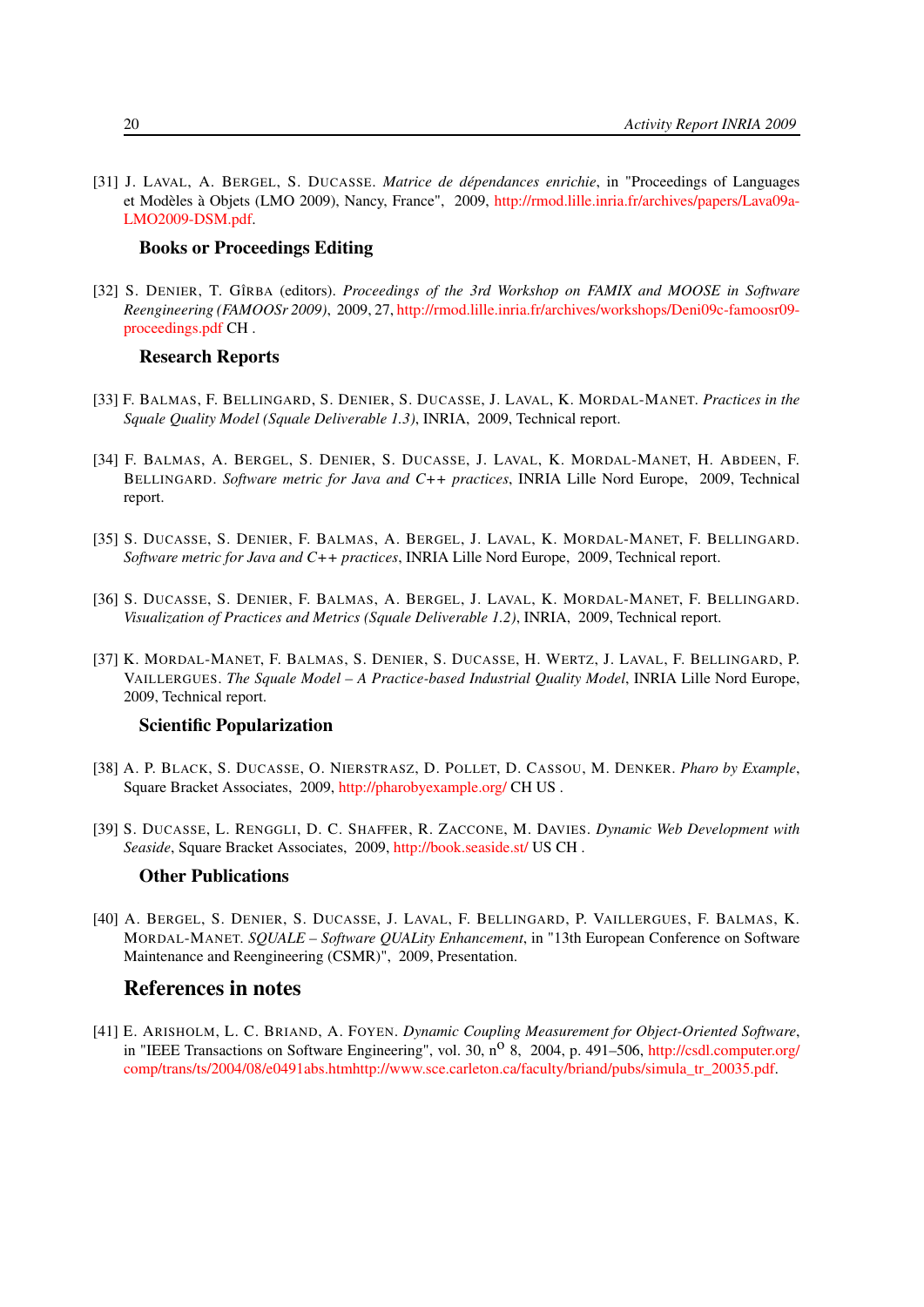[31] J. LAVAL, A. BERGEL, S. DUCASSE. *Matrice de dépendances enrichie*, in "Proceedings of Languages et Modèles à Objets (LMO 2009), Nancy, France", 2009, http://rmod.lille.inria.fr/archives/papers/Lava09a-LMO2009-DSM.pdf.

### Books or Proceedings Editing

[32] S. DENIER, T. GÎRBA (editors). *Proceedings of the 3rd Workshop on FAMIX and MOOSE in Software Reengineering (FAMOOSr 2009)*, 2009, 27, http://rmod.lille.inria.fr/archives/workshops/Deni09c-famoosr09-proceedings.pdf CH .

### Research Reports

[33] F. BALMAS, F. BELLINGARD, S. DENIER, S. DUCASSE, J. LAVAL, K. MORDAL-MANET. *Practices in the Squale Quality Model (Squale Deliverable 1.3)*, INRIA, 2009, Technical report.

[34] F. BALMAS, A. BERGEL, S. DENIER, S. DUCASSE, J. LAVAL, K. MORDAL-MANET, H. ABDEEN, F. BELLINGARD. *Software metric for Java and C++ practices*, INRIA Lille Nord Europe, 2009, Technical report.

[35] S. DUCASSE, S. DENIER, F. BALMAS, A. BERGEL, J. LAVAL, K. MORDAL-MANET, F. BELLINGARD. *Software metric for Java and C++ practices*, INRIA Lille Nord Europe, 2009, Technical report.

[36] S. DUCASSE, S. DENIER, F. BALMAS, A. BERGEL, J. LAVAL, K. MORDAL-MANET, F. BELLINGARD. *Visualization of Practices and Metrics (Squale Deliverable 1.2)*, INRIA, 2009, Technical report.

[37] K. MORDAL-MANET, F. BALMAS, S. DENIER, S. DUCASSE, H. WERTZ, J. LAVAL, F. BELLINGARD, P. VAILLERGUES. *The Squale Model – A Practice-based Industrial Quality Model*, INRIA Lille Nord Europe, 2009, Technical report.

### Scientific Popularization

[38] A. P. BLACK, S. DUCASSE, O. NIERSTRASZ, D. POLLET, D. CASSOU, M. DENKER. *Pharo by Example*, Square Bracket Associates, 2009, http://pharobyexample.org/ CH US .

[39] S. DUCASSE, L. RENGGLI, D. C. SHAFFER, R. ZACCONE, M. DAVIES. *Dynamic Web Development with Seaside*, Square Bracket Associates, 2009, http://book.seaside.st/ US CH .

### Other Publications

[40] A. BERGEL, S. DENIER, S. DUCASSE, J. LAVAL, F. BELLINGARD, P. VAILLERGUES, F. BALMAS, K. MORDAL-MANET. *SQUALE – Software QUALity Enhancement*, in "13th European Conference on Software Maintenance and Reengineering (CSMR)", 2009, Presentation.

## References in notes

[41] E. ARISHOLM, L. C. BRIAND, A. FOYEN. *Dynamic Coupling Measurement for Object-Oriented Software*, in "IEEE Transactions on Software Engineering", vol. 30, n$^{o}$ 8, 2004, p. 491–506, http://csdl.computer.org/comp/trans/ts/2004/08/e0491abs.htmhttp://www.sce.carleton.ca/faculty/briand/pubs/simula_tr_20035.pdf.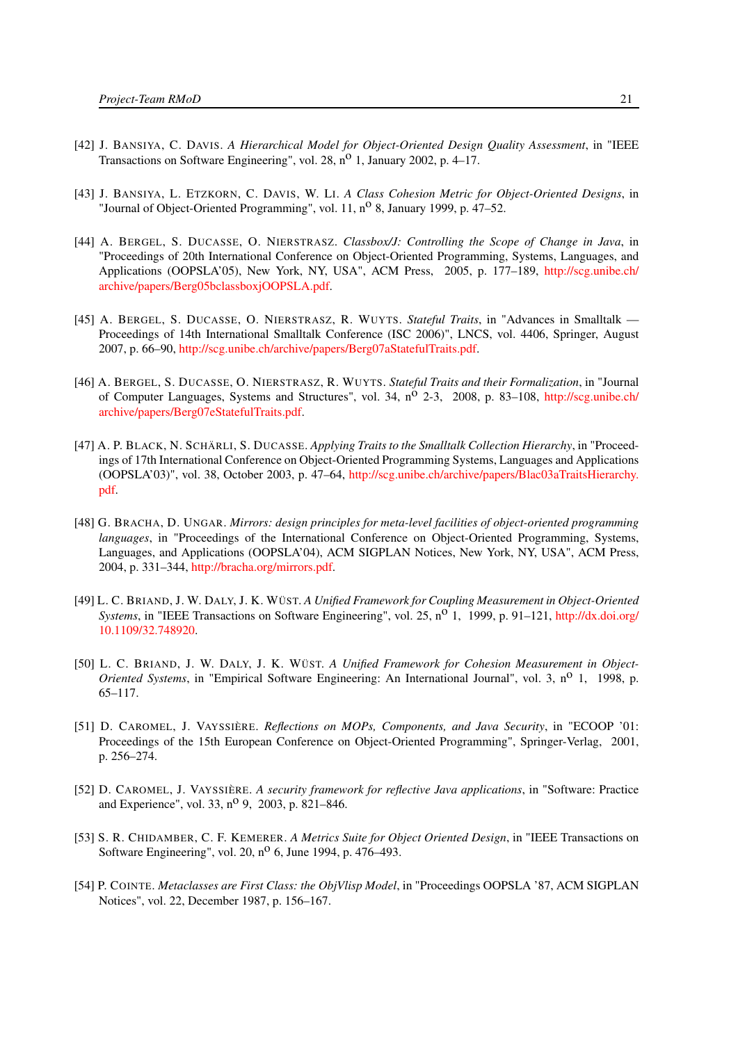[42] J. BANSIYA, C. DAVIS. *A Hierarchical Model for Object-Oriented Design Quality Assessment*, in "IEEE Transactions on Software Engineering", vol. 28, n$^{o}$ 1, January 2002, p. 4–17.

[43] J. BANSIYA, L. ETZKORN, C. DAVIS, W. LI. *A Class Cohesion Metric for Object-Oriented Designs*, in "Journal of Object-Oriented Programming", vol. 11, n$^{o}$ 8, January 1999, p. 47–52.

[44] A. BERGEL, S. DUCASSE, O. NIERSTRASZ. *Classbox/J: Controlling the Scope of Change in Java*, in "Proceedings of 20th International Conference on Object-Oriented Programming, Systems, Languages, and Applications (OOPSLA'05), New York, NY, USA", ACM Press, 2005, p. 177–189, http://scg.unibe.ch/archive/papers/Berg05bclassboxjOOPSLA.pdf.

[45] A. BERGEL, S. DUCASSE, O. NIERSTRASZ, R. WUYTS. *Stateful Traits*, in "Advances in Smalltalk — Proceedings of 14th International Smalltalk Conference (ISC 2006)", LNCS, vol. 4406, Springer, August 2007, p. 66–90, http://scg.unibe.ch/archive/papers/Berg07aStatefulTraits.pdf.

[46] A. BERGEL, S. DUCASSE, O. NIERSTRASZ, R. WUYTS. *Stateful Traits and their Formalization*, in "Journal of Computer Languages, Systems and Structures", vol. 34, n$^{o}$ 2-3, 2008, p. 83–108, http://scg.unibe.ch/archive/papers/Berg07eStatefulTraits.pdf.

[47] A. P. BLACK, N. SCHÄRLI, S. DUCASSE. *Applying Traits to the Smalltalk Collection Hierarchy*, in "Proceedings of 17th International Conference on Object-Oriented Programming Systems, Languages and Applications (OOPSLA'03)", vol. 38, October 2003, p. 47–64, http://scg.unibe.ch/archive/papers/Blac03aTraitsHierarchy.pdf.

[48] G. BRACHA, D. UNGAR. *Mirrors: design principles for meta-level facilities of object-oriented programming languages*, in "Proceedings of the International Conference on Object-Oriented Programming, Systems, Languages, and Applications (OOPSLA'04), ACM SIGPLAN Notices, New York, NY, USA", ACM Press, 2004, p. 331–344, http://bracha.org/mirrors.pdf.

[49] L. C. BRIAND, J. W. DALY, J. K. WÜST. *A Unified Framework for Coupling Measurement in Object-Oriented Systems*, in "IEEE Transactions on Software Engineering", vol. 25, n$^{o}$ 1, 1999, p. 91–121, http://dx.doi.org/10.1109/32.748920.

[50] L. C. BRIAND, J. W. DALY, J. K. WÜST. *A Unified Framework for Cohesion Measurement in Object-Oriented Systems*, in "Empirical Software Engineering: An International Journal", vol. 3, n$^{o}$ 1, 1998, p. 65–117.

[51] D. CAROMEL, J. VAYSSIÈRE. *Reflections on MOPs, Components, and Java Security*, in "ECOOP '01: Proceedings of the 15th European Conference on Object-Oriented Programming", Springer-Verlag, 2001, p. 256–274.

[52] D. CAROMEL, J. VAYSSIÈRE. *A security framework for reflective Java applications*, in "Software: Practice and Experience", vol. 33, n$^{o}$ 9, 2003, p. 821–846.

[53] S. R. CHIDAMBER, C. F. KEMERER. *A Metrics Suite for Object Oriented Design*, in "IEEE Transactions on Software Engineering", vol. 20, n$^{o}$ 6, June 1994, p. 476–493.

[54] P. COINTE. *Metaclasses are First Class: the ObjVlisp Model*, in "Proceedings OOPSLA '87, ACM SIGPLAN Notices", vol. 22, December 1987, p. 156–167.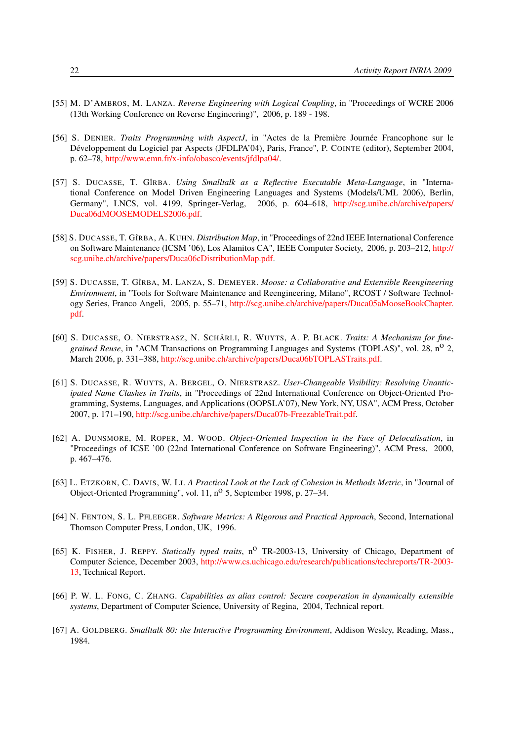[55] M. D'Ambros, M. Lanza. *Reverse Engineering with Logical Coupling*, in "Proceedings of WCRE 2006 (13th Working Conference on Reverse Engineering)", 2006, p. 189 - 198.

[56] S. Denier. *Traits Programming with AspectJ*, in "Actes de la Première Journée Francophone sur le Développement du Logiciel par Aspects (JFDLPA'04), Paris, France", P. Cointe (editor), September 2004, p. 62–78, http://www.emn.fr/x-info/obasco/events/jfdlpa04/.

[57] S. Ducasse, T. Gîrba. *Using Smalltalk as a Reflective Executable Meta-Language*, in "International Conference on Model Driven Engineering Languages and Systems (Models/UML 2006), Berlin, Germany", LNCS, vol. 4199, Springer-Verlag, 2006, p. 604–618, http://scg.unibe.ch/archive/papers/Duca06dMOOSEMODELS2006.pdf.

[58] S. Ducasse, T. Gîrba, A. Kuhn. *Distribution Map*, in "Proceedings of 22nd IEEE International Conference on Software Maintenance (ICSM '06), Los Alamitos CA", IEEE Computer Society, 2006, p. 203–212, http://scg.unibe.ch/archive/papers/Duca06cDistributionMap.pdf.

[59] S. Ducasse, T. Gîrba, M. Lanza, S. Demeyer. *Moose: a Collaborative and Extensible Reengineering Environment*, in "Tools for Software Maintenance and Reengineering, Milano", RCOST / Software Technology Series, Franco Angeli, 2005, p. 55–71, http://scg.unibe.ch/archive/papers/Duca05aMooseBookChapter.pdf.

[60] S. Ducasse, O. Nierstrasz, N. Schärli, R. Wuyts, A. P. Black. *Traits: A Mechanism for fine-grained Reuse*, in "ACM Transactions on Programming Languages and Systems (TOPLAS)", vol. 28, n$^{o}$ 2, March 2006, p. 331–388, http://scg.unibe.ch/archive/papers/Duca06bTOPLASTraits.pdf.

[61] S. Ducasse, R. Wuyts, A. Bergel, O. Nierstrasz. *User-Changeable Visibility: Resolving Unanticipated Name Clashes in Traits*, in "Proceedings of 22nd International Conference on Object-Oriented Programming, Systems, Languages, and Applications (OOPSLA'07), New York, NY, USA", ACM Press, October 2007, p. 171–190, http://scg.unibe.ch/archive/papers/Duca07b-FreezableTrait.pdf.

[62] A. Dunsmore, M. Roper, M. Wood. *Object-Oriented Inspection in the Face of Delocalisation*, in "Proceedings of ICSE '00 (22nd International Conference on Software Engineering)", ACM Press, 2000, p. 467–476.

[63] L. Etzkorn, C. Davis, W. Li. *A Practical Look at the Lack of Cohesion in Methods Metric*, in "Journal of Object-Oriented Programming", vol. 11, n$^{o}$ 5, September 1998, p. 27–34.

[64] N. Fenton, S. L. Pfleeger. *Software Metrics: A Rigorous and Practical Approach*, Second, International Thomson Computer Press, London, UK, 1996.

[65] K. Fisher, J. Reppy. *Statically typed traits*, n$^{o}$ TR-2003-13, University of Chicago, Department of Computer Science, December 2003, http://www.cs.uchicago.edu/research/publications/techreports/TR-2003-13, Technical Report.

[66] P. W. L. Fong, C. Zhang. *Capabilities as alias control: Secure cooperation in dynamically extensible systems*, Department of Computer Science, University of Regina, 2004, Technical report.

[67] A. Goldberg. *Smalltalk 80: the Interactive Programming Environment*, Addison Wesley, Reading, Mass., 1984.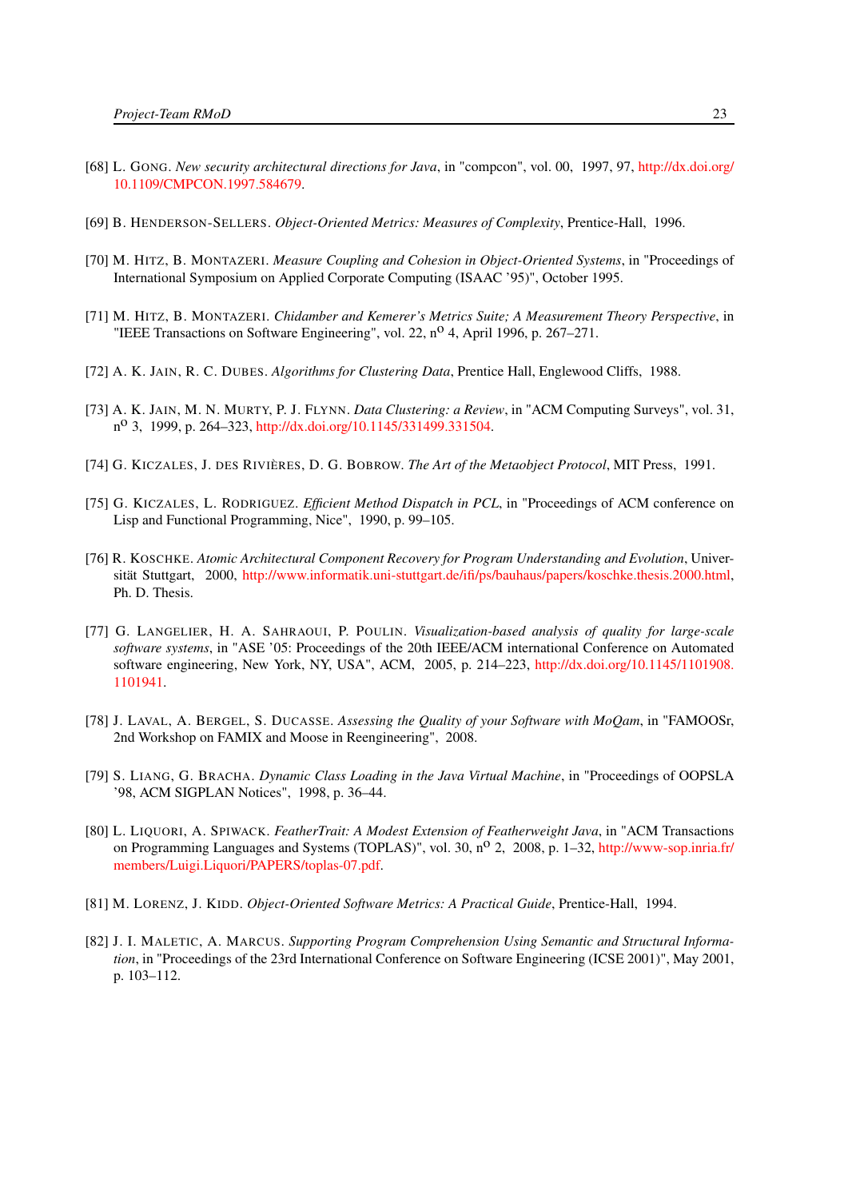[68] L. GONG. *New security architectural directions for Java*, in "compcon", vol. 00, 1997, 97, http://dx.doi.org/10.1109/CMPCON.1997.584679.

[69] B. HENDERSON-SELLERS. *Object-Oriented Metrics: Measures of Complexity*, Prentice-Hall, 1996.

[70] M. HITZ, B. MONTAZERI. *Measure Coupling and Cohesion in Object-Oriented Systems*, in "Proceedings of International Symposium on Applied Corporate Computing (ISAAC '95)", October 1995.

[71] M. HITZ, B. MONTAZERI. *Chidamber and Kemerer's Metrics Suite; A Measurement Theory Perspective*, in "IEEE Transactions on Software Engineering", vol. 22, n$^{o}$ 4, April 1996, p. 267–271.

[72] A. K. JAIN, R. C. DUBES. *Algorithms for Clustering Data*, Prentice Hall, Englewood Cliffs, 1988.

[73] A. K. JAIN, M. N. MURTY, P. J. FLYNN. *Data Clustering: a Review*, in "ACM Computing Surveys", vol. 31, n$^{o}$ 3, 1999, p. 264–323, http://dx.doi.org/10.1145/331499.331504.

[74] G. KICZALES, J. DES RIVIÈRES, D. G. BOBROW. *The Art of the Metaobject Protocol*, MIT Press, 1991.

[75] G. KICZALES, L. RODRIGUEZ. *Efficient Method Dispatch in PCL*, in "Proceedings of ACM conference on Lisp and Functional Programming, Nice", 1990, p. 99–105.

[76] R. KOSCHKE. *Atomic Architectural Component Recovery for Program Understanding and Evolution*, Universität Stuttgart, 2000, http://www.informatik.uni-stuttgart.de/ifi/ps/bauhaus/papers/koschke.thesis.2000.html, Ph. D. Thesis.

[77] G. LANGELIER, H. A. SAHRAOUI, P. POULIN. *Visualization-based analysis of quality for large-scale software systems*, in "ASE '05: Proceedings of the 20th IEEE/ACM international Conference on Automated software engineering, New York, NY, USA", ACM, 2005, p. 214–223, http://dx.doi.org/10.1145/1101908.1101941.

[78] J. LAVAL, A. BERGEL, S. DUCASSE. *Assessing the Quality of your Software with MoQam*, in "FAMOOSr, 2nd Workshop on FAMIX and Moose in Reengineering", 2008.

[79] S. LIANG, G. BRACHA. *Dynamic Class Loading in the Java Virtual Machine*, in "Proceedings of OOPSLA '98, ACM SIGPLAN Notices", 1998, p. 36–44.

[80] L. LIQUORI, A. SPIWACK. *FeatherTrait: A Modest Extension of Featherweight Java*, in "ACM Transactions on Programming Languages and Systems (TOPLAS)", vol. 30, n$^{o}$ 2, 2008, p. 1–32, http://www-sop.inria.fr/members/Luigi.Liquori/PAPERS/toplas-07.pdf.

[81] M. LORENZ, J. KIDD. *Object-Oriented Software Metrics: A Practical Guide*, Prentice-Hall, 1994.

[82] J. I. MALETIC, A. MARCUS. *Supporting Program Comprehension Using Semantic and Structural Information*, in "Proceedings of the 23rd International Conference on Software Engineering (ICSE 2001)", May 2001, p. 103–112.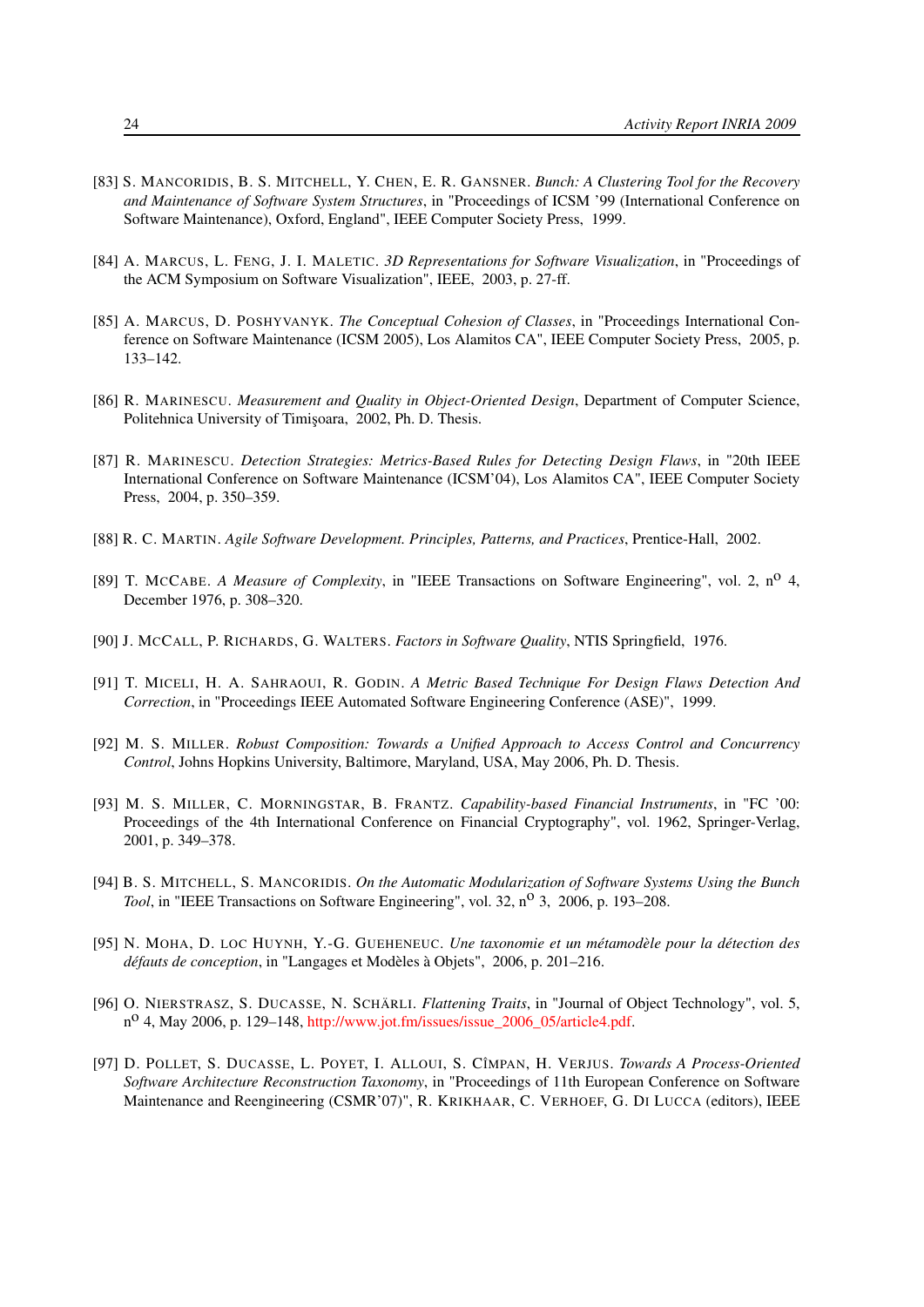[83] S. MANCORIDIS, B. S. MITCHELL, Y. CHEN, E. R. GANSNER. *Bunch: A Clustering Tool for the Recovery and Maintenance of Software System Structures*, in "Proceedings of ICSM '99 (International Conference on Software Maintenance), Oxford, England", IEEE Computer Society Press, 1999.

[84] A. MARCUS, L. FENG, J. I. MALETIC. *3D Representations for Software Visualization*, in "Proceedings of the ACM Symposium on Software Visualization", IEEE, 2003, p. 27-ff.

[85] A. MARCUS, D. POSHYVANYK. *The Conceptual Cohesion of Classes*, in "Proceedings International Conference on Software Maintenance (ICSM 2005), Los Alamitos CA", IEEE Computer Society Press, 2005, p. 133–142.

[86] R. MARINESCU. *Measurement and Quality in Object-Oriented Design*, Department of Computer Science, Politehnica University of Timişoara, 2002, Ph. D. Thesis.

[87] R. MARINESCU. *Detection Strategies: Metrics-Based Rules for Detecting Design Flaws*, in "20th IEEE International Conference on Software Maintenance (ICSM'04), Los Alamitos CA", IEEE Computer Society Press, 2004, p. 350–359.

[88] R. C. MARTIN. *Agile Software Development. Principles, Patterns, and Practices*, Prentice-Hall, 2002.

[89] T. MCCABE. *A Measure of Complexity*, in "IEEE Transactions on Software Engineering", vol. 2, n$^{o}$ 4, December 1976, p. 308–320.

[90] J. MCCALL, P. RICHARDS, G. WALTERS. *Factors in Software Quality*, NTIS Springfield, 1976.

[91] T. MICELI, H. A. SAHRAOUI, R. GODIN. *A Metric Based Technique For Design Flaws Detection And Correction*, in "Proceedings IEEE Automated Software Engineering Conference (ASE)", 1999.

[92] M. S. MILLER. *Robust Composition: Towards a Unified Approach to Access Control and Concurrency Control*, Johns Hopkins University, Baltimore, Maryland, USA, May 2006, Ph. D. Thesis.

[93] M. S. MILLER, C. MORNINGSTAR, B. FRANTZ. *Capability-based Financial Instruments*, in "FC '00: Proceedings of the 4th International Conference on Financial Cryptography", vol. 1962, Springer-Verlag, 2001, p. 349–378.

[94] B. S. MITCHELL, S. MANCORIDIS. *On the Automatic Modularization of Software Systems Using the Bunch Tool*, in "IEEE Transactions on Software Engineering", vol. 32, n$^{o}$ 3, 2006, p. 193–208.

[95] N. MOHA, D. LOC HUYNH, Y.-G. GUEHENEUC. *Une taxonomie et un métamodèle pour la détection des défauts de conception*, in "Langages et Modèles à Objets", 2006, p. 201–216.

[96] O. NIERSTRASZ, S. DUCASSE, N. SCHÄRLI. *Flattening Traits*, in "Journal of Object Technology", vol. 5, n$^{o}$ 4, May 2006, p. 129–148, http://www.jot.fm/issues/issue_2006_05/article4.pdf.

[97] D. POLLET, S. DUCASSE, L. POYET, I. ALLOUI, S. CÎMPAN, H. VERJUS. *Towards A Process-Oriented Software Architecture Reconstruction Taxonomy*, in "Proceedings of 11th European Conference on Software Maintenance and Reengineering (CSMR'07)", R. KRIKHAAR, C. VERHOEF, G. DI LUCCA (editors), IEEE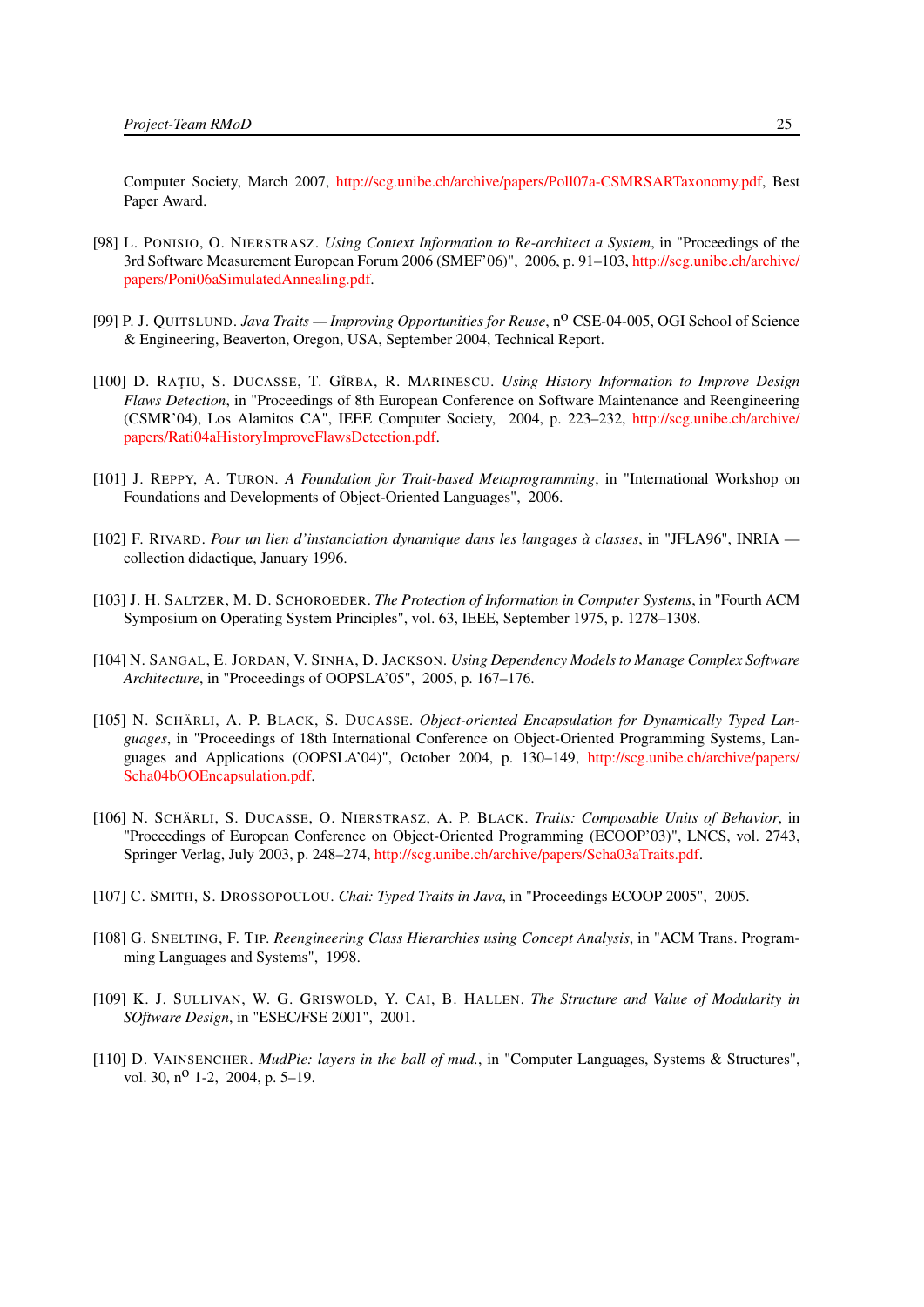Computer Society, March 2007, http://scg.unibe.ch/archive/papers/Poll07a-CSMRSARTaxonomy.pdf, Best Paper Award.

[98] L. PONISIO, O. NIERSTRASZ. *Using Context Information to Re-architect a System*, in "Proceedings of the 3rd Software Measurement European Forum 2006 (SMEF'06)", 2006, p. 91–103, http://scg.unibe.ch/archive/papers/Poni06aSimulatedAnnealing.pdf.

[99] P. J. QUITSLUND. *Java Traits — Improving Opportunities for Reuse*, n$^{o}$ CSE-04-005, OGI School of Science & Engineering, Beaverton, Oregon, USA, September 2004, Technical Report.

[100] D. RAŢIU, S. DUCASSE, T. GÎRBA, R. MARINESCU. *Using History Information to Improve Design Flaws Detection*, in "Proceedings of 8th European Conference on Software Maintenance and Reengineering (CSMR'04), Los Alamitos CA", IEEE Computer Society, 2004, p. 223–232, http://scg.unibe.ch/archive/papers/Rati04aHistoryImproveFlawsDetection.pdf.

[101] J. REPPY, A. TURON. *A Foundation for Trait-based Metaprogramming*, in "International Workshop on Foundations and Developments of Object-Oriented Languages", 2006.

[102] F. RIVARD. *Pour un lien d'instanciation dynamique dans les langages à classes*, in "JFLA96", INRIA — collection didactique, January 1996.

[103] J. H. SALTZER, M. D. SCHOROEDER. *The Protection of Information in Computer Systems*, in "Fourth ACM Symposium on Operating System Principles", vol. 63, IEEE, September 1975, p. 1278–1308.

[104] N. SANGAL, E. JORDAN, V. SINHA, D. JACKSON. *Using Dependency Models to Manage Complex Software Architecture*, in "Proceedings of OOPSLA'05", 2005, p. 167–176.

[105] N. SCHÄRLI, A. P. BLACK, S. DUCASSE. *Object-oriented Encapsulation for Dynamically Typed Languages*, in "Proceedings of 18th International Conference on Object-Oriented Programming Systems, Languages and Applications (OOPSLA'04)", October 2004, p. 130–149, http://scg.unibe.ch/archive/papers/Scha04bOOEncapsulation.pdf.

[106] N. SCHÄRLI, S. DUCASSE, O. NIERSTRASZ, A. P. BLACK. *Traits: Composable Units of Behavior*, in "Proceedings of European Conference on Object-Oriented Programming (ECOOP'03)", LNCS, vol. 2743, Springer Verlag, July 2003, p. 248–274, http://scg.unibe.ch/archive/papers/Scha03aTraits.pdf.

[107] C. SMITH, S. DROSSOPOULOU. *Chai: Typed Traits in Java*, in "Proceedings ECOOP 2005", 2005.

[108] G. SNELTING, F. TIP. *Reengineering Class Hierarchies using Concept Analysis*, in "ACM Trans. Programming Languages and Systems", 1998.

[109] K. J. SULLIVAN, W. G. GRISWOLD, Y. CAI, B. HALLEN. *The Structure and Value of Modularity in SOftware Design*, in "ESEC/FSE 2001", 2001.

[110] D. VAINSENCHER. *MudPie: layers in the ball of mud.*, in "Computer Languages, Systems & Structures", vol. 30, n$^{o}$ 1-2, 2004, p. 5–19.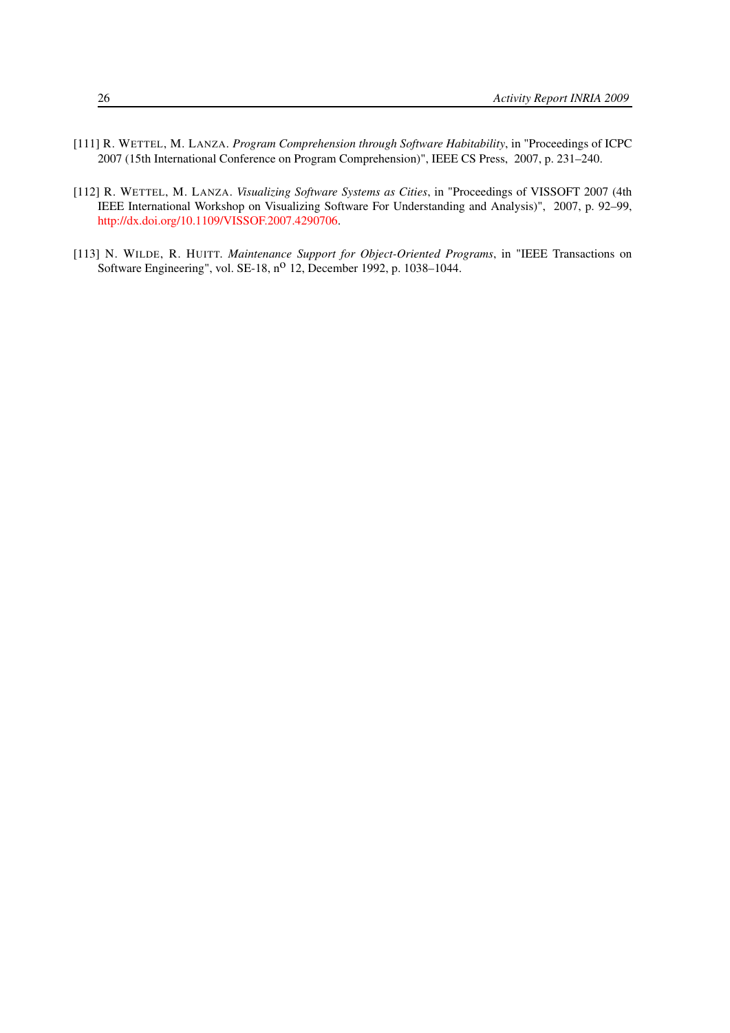[111] R. WETTEL, M. LANZA. *Program Comprehension through Software Habitability*, in "Proceedings of ICPC 2007 (15th International Conference on Program Comprehension)", IEEE CS Press, 2007, p. 231–240.

[112] R. WETTEL, M. LANZA. *Visualizing Software Systems as Cities*, in "Proceedings of VISSOFT 2007 (4th IEEE International Workshop on Visualizing Software For Understanding and Analysis)", 2007, p. 92–99, http://dx.doi.org/10.1109/VISSOF.2007.4290706.

[113] N. WILDE, R. HUITT. *Maintenance Support for Object-Oriented Programs*, in "IEEE Transactions on Software Engineering", vol. SE-18, n$^{o}$ 12, December 1992, p. 1038–1044.